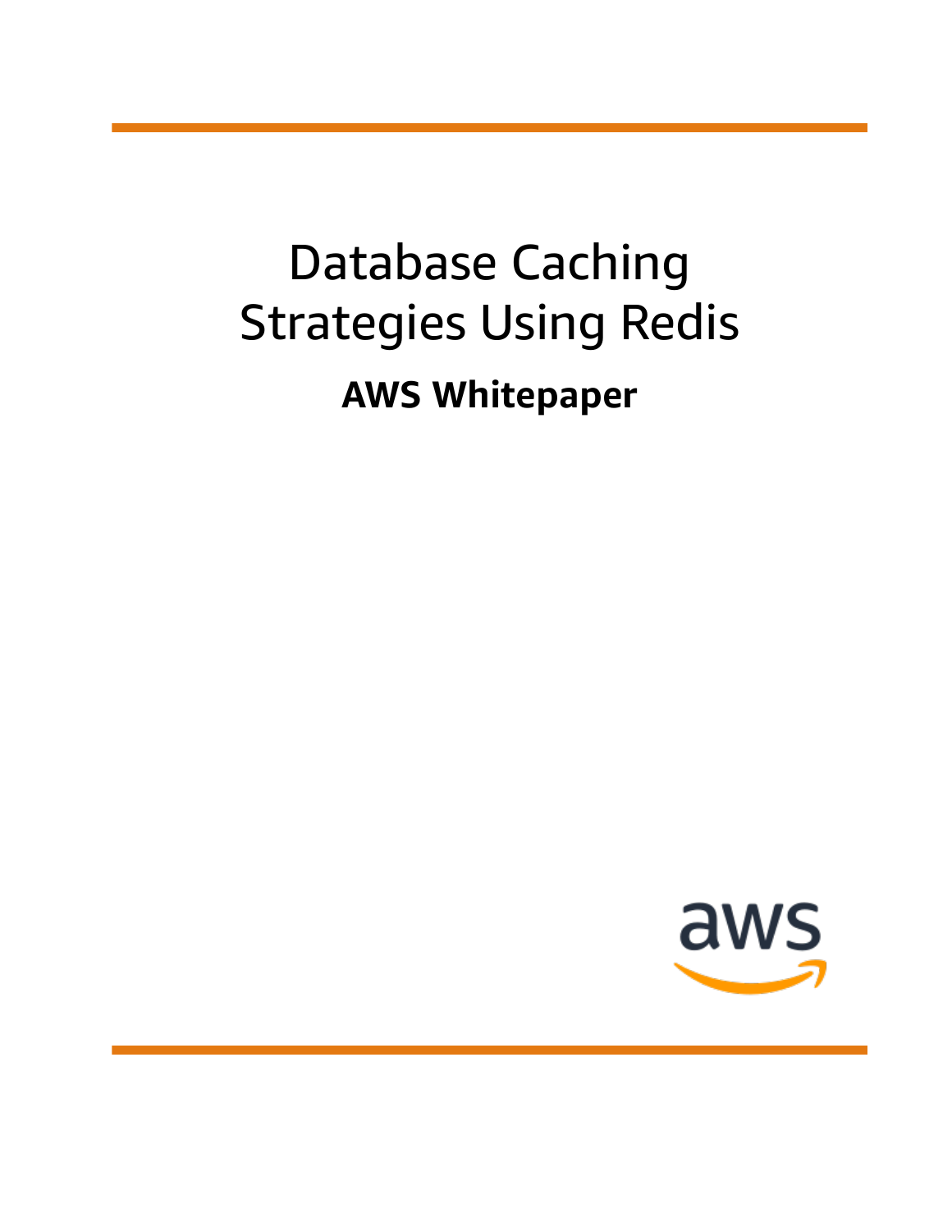# Database Caching Strategies Using Redis

## AWS Whitepaper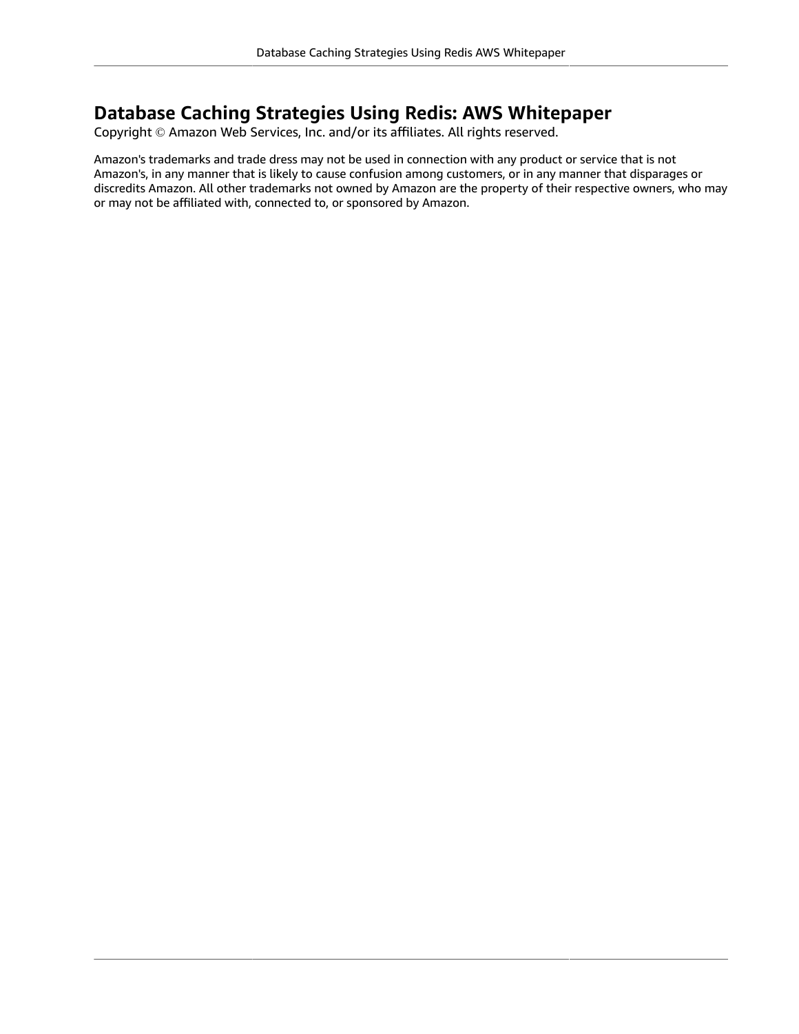# Database Caching Strategies Using Redis: AWS Whitepaper

Copyright © Amazon Web Services, Inc. and/or its affiliates. All rights reserved.

Amazon's trademarks and trade dress may not be used in connection with any product or service that is not Amazon's, in any manner that is likely to cause confusion among customers, or in any manner that disparages or discredits Amazon. All other trademarks not owned by Amazon are the property of their respective owners, who may or may not be affiliated with, connected to, or sponsored by Amazon.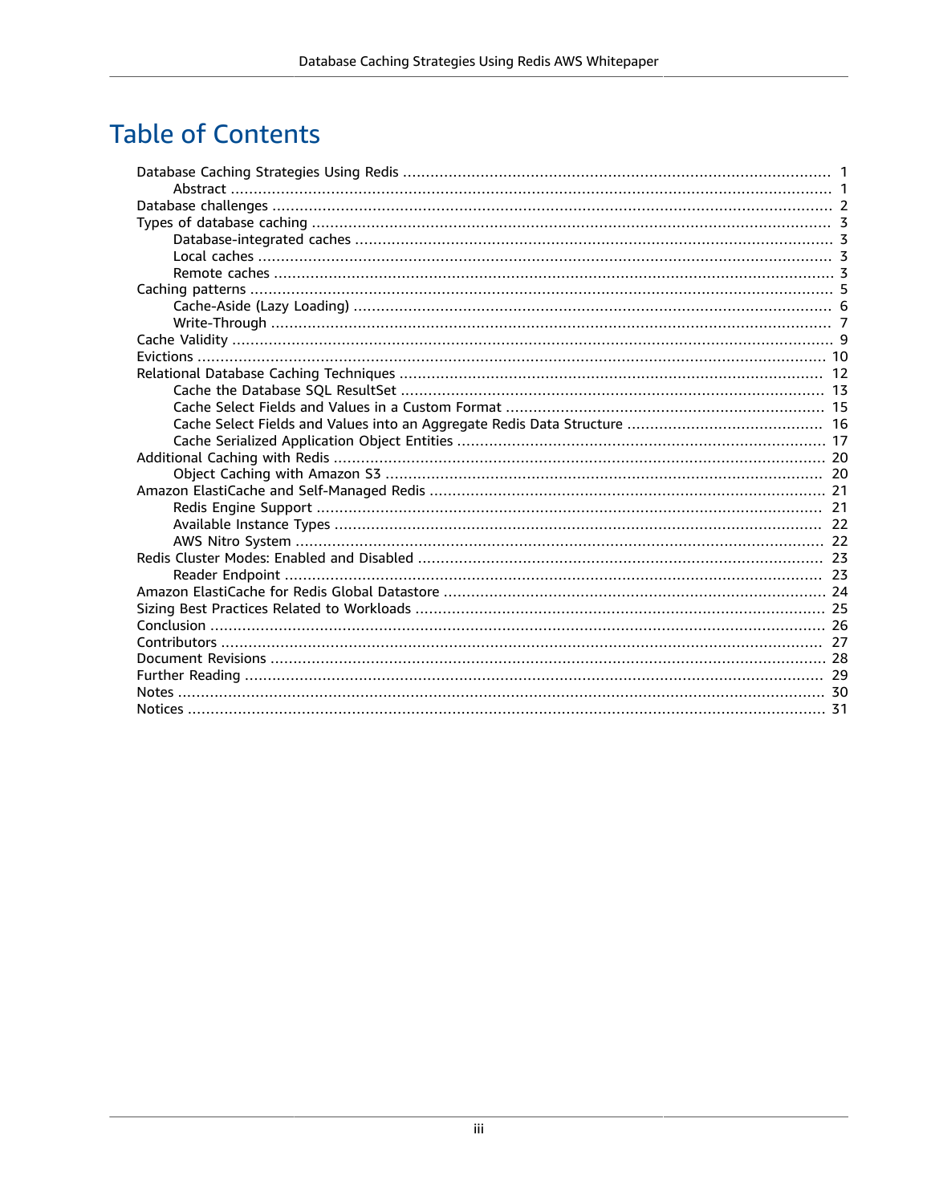# Table of Contents

- Database Caching Strategies Using Redis ..... 1
  - Abstract ..... 1
- Database challenges ..... 2
- Types of database caching ..... 3
  - Database-integrated caches ..... 3
  - Local caches ..... 3
  - Remote caches ..... 3
- Caching patterns ..... 5
  - Cache-Aside (Lazy Loading) ..... 6
  - Write-Through ..... 7
- Cache Validity ..... 9
- Evictions ..... 10
- Relational Database Caching Techniques ..... 12
  - Cache the Database SQL ResultSet ..... 13
  - Cache Select Fields and Values in a Custom Format ..... 15
  - Cache Select Fields and Values into an Aggregate Redis Data Structure ..... 16
  - Cache Serialized Application Object Entities ..... 17
- Additional Caching with Redis ..... 20
  - Object Caching with Amazon S3 ..... 20
- Amazon ElastiCache and Self-Managed Redis ..... 21
  - Redis Engine Support ..... 21
  - Available Instance Types ..... 22
  - AWS Nitro System ..... 22
- Redis Cluster Modes: Enabled and Disabled ..... 23
  - Reader Endpoint ..... 23
- Amazon ElastiCache for Redis Global Datastore ..... 24
- Sizing Best Practices Related to Workloads ..... 25
- Conclusion ..... 26
- Contributors ..... 27
- Document Revisions ..... 28
- Further Reading ..... 29
- Notes ..... 30
- Notices ..... 31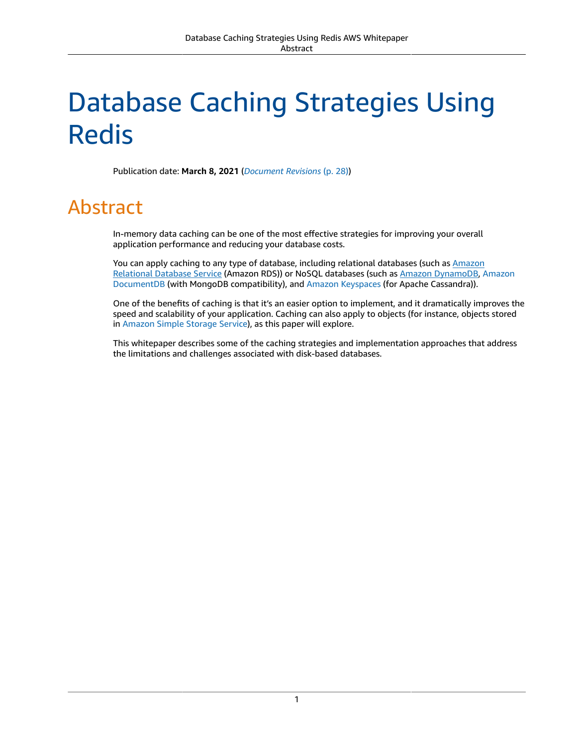# Database Caching Strategies Using Redis

Publication date: **March 8, 2021** (*Document Revisions* (p. 28))

## Abstract

In-memory data caching can be one of the most effective strategies for improving your overall application performance and reducing your database costs.

You can apply caching to any type of database, including relational databases (such as Amazon Relational Database Service (Amazon RDS)) or NoSQL databases (such as Amazon DynamoDB, Amazon DocumentDB (with MongoDB compatibility), and Amazon Keyspaces (for Apache Cassandra)).

One of the benefits of caching is that it's an easier option to implement, and it dramatically improves the speed and scalability of your application. Caching can also apply to objects (for instance, objects stored in Amazon Simple Storage Service), as this paper will explore.

This whitepaper describes some of the caching strategies and implementation approaches that address the limitations and challenges associated with disk-based databases.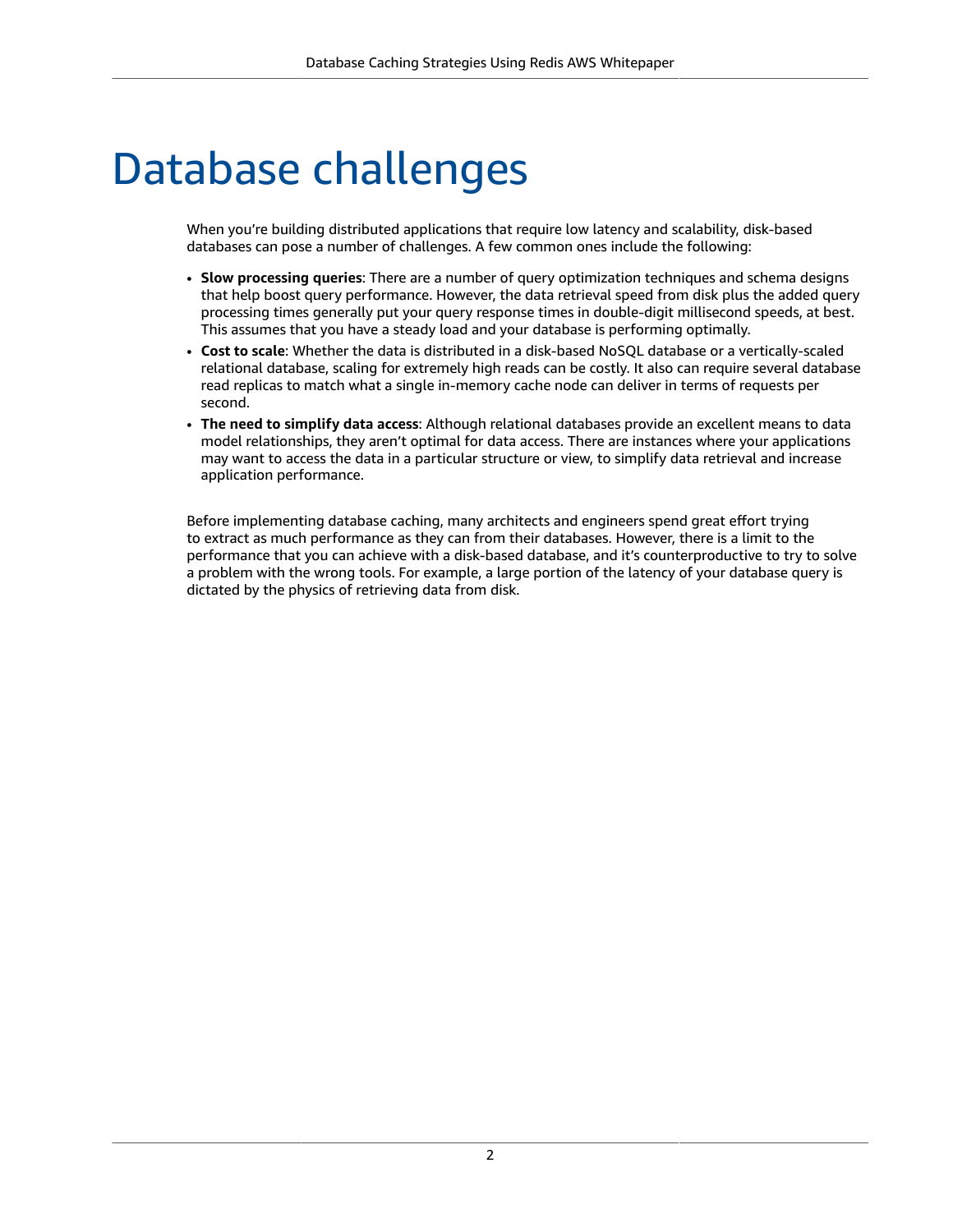# Database challenges

When you're building distributed applications that require low latency and scalability, disk-based databases can pose a number of challenges. A few common ones include the following:

- **Slow processing queries**: There are a number of query optimization techniques and schema designs that help boost query performance. However, the data retrieval speed from disk plus the added query processing times generally put your query response times in double-digit millisecond speeds, at best. This assumes that you have a steady load and your database is performing optimally.
- **Cost to scale**: Whether the data is distributed in a disk-based NoSQL database or a vertically-scaled relational database, scaling for extremely high reads can be costly. It also can require several database read replicas to match what a single in-memory cache node can deliver in terms of requests per second.
- **The need to simplify data access**: Although relational databases provide an excellent means to data model relationships, they aren't optimal for data access. There are instances where your applications may want to access the data in a particular structure or view, to simplify data retrieval and increase application performance.

Before implementing database caching, many architects and engineers spend great effort trying to extract as much performance as they can from their databases. However, there is a limit to the performance that you can achieve with a disk-based database, and it's counterproductive to try to solve a problem with the wrong tools. For example, a large portion of the latency of your database query is dictated by the physics of retrieving data from disk.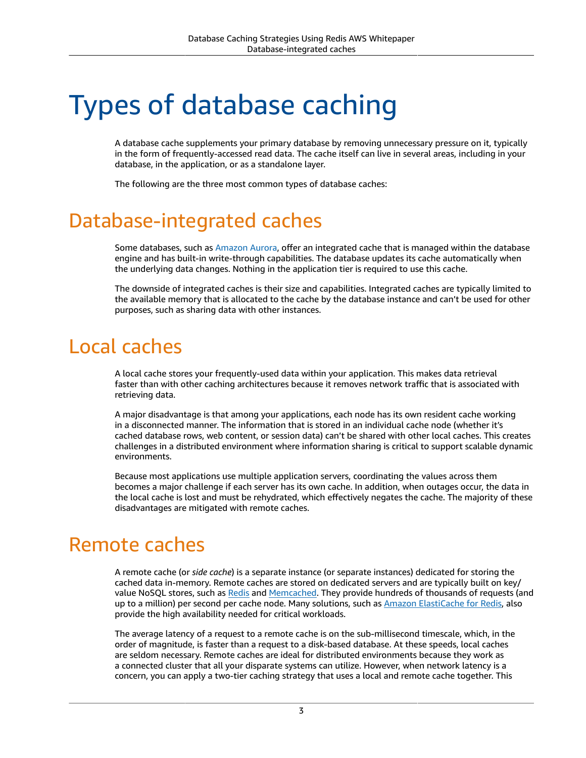# Types of database caching

A database cache supplements your primary database by removing unnecessary pressure on it, typically in the form of frequently-accessed read data. The cache itself can live in several areas, including in your database, in the application, or as a standalone layer.

The following are the three most common types of database caches:

## Database-integrated caches

Some databases, such as Amazon Aurora, offer an integrated cache that is managed within the database engine and has built-in write-through capabilities. The database updates its cache automatically when the underlying data changes. Nothing in the application tier is required to use this cache.

The downside of integrated caches is their size and capabilities. Integrated caches are typically limited to the available memory that is allocated to the cache by the database instance and can't be used for other purposes, such as sharing data with other instances.

## Local caches

A local cache stores your frequently-used data within your application. This makes data retrieval faster than with other caching architectures because it removes network traffic that is associated with retrieving data.

A major disadvantage is that among your applications, each node has its own resident cache working in a disconnected manner. The information that is stored in an individual cache node (whether it's cached database rows, web content, or session data) can't be shared with other local caches. This creates challenges in a distributed environment where information sharing is critical to support scalable dynamic environments.

Because most applications use multiple application servers, coordinating the values across them becomes a major challenge if each server has its own cache. In addition, when outages occur, the data in the local cache is lost and must be rehydrated, which effectively negates the cache. The majority of these disadvantages are mitigated with remote caches.

## Remote caches

A remote cache (or *side cache*) is a separate instance (or separate instances) dedicated for storing the cached data in-memory. Remote caches are stored on dedicated servers and are typically built on key/value NoSQL stores, such as Redis and Memcached. They provide hundreds of thousands of requests (and up to a million) per second per cache node. Many solutions, such as Amazon ElastiCache for Redis, also provide the high availability needed for critical workloads.

The average latency of a request to a remote cache is on the sub-millisecond timescale, which, in the order of magnitude, is faster than a request to a disk-based database. At these speeds, local caches are seldom necessary. Remote caches are ideal for distributed environments because they work as a connected cluster that all your disparate systems can utilize. However, when network latency is a concern, you can apply a two-tier caching strategy that uses a local and remote cache together. This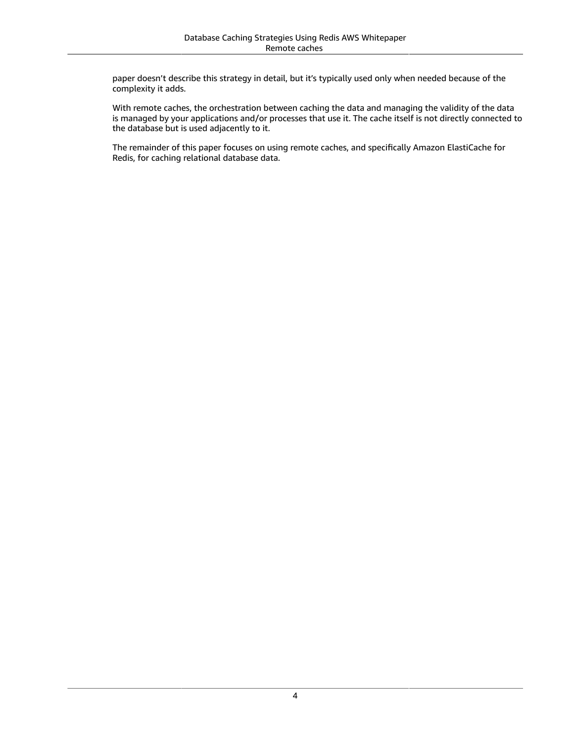paper doesn't describe this strategy in detail, but it's typically used only when needed because of the complexity it adds.

With remote caches, the orchestration between caching the data and managing the validity of the data is managed by your applications and/or processes that use it. The cache itself is not directly connected to the database but is used adjacently to it.

The remainder of this paper focuses on using remote caches, and specifically Amazon ElastiCache for Redis, for caching relational database data.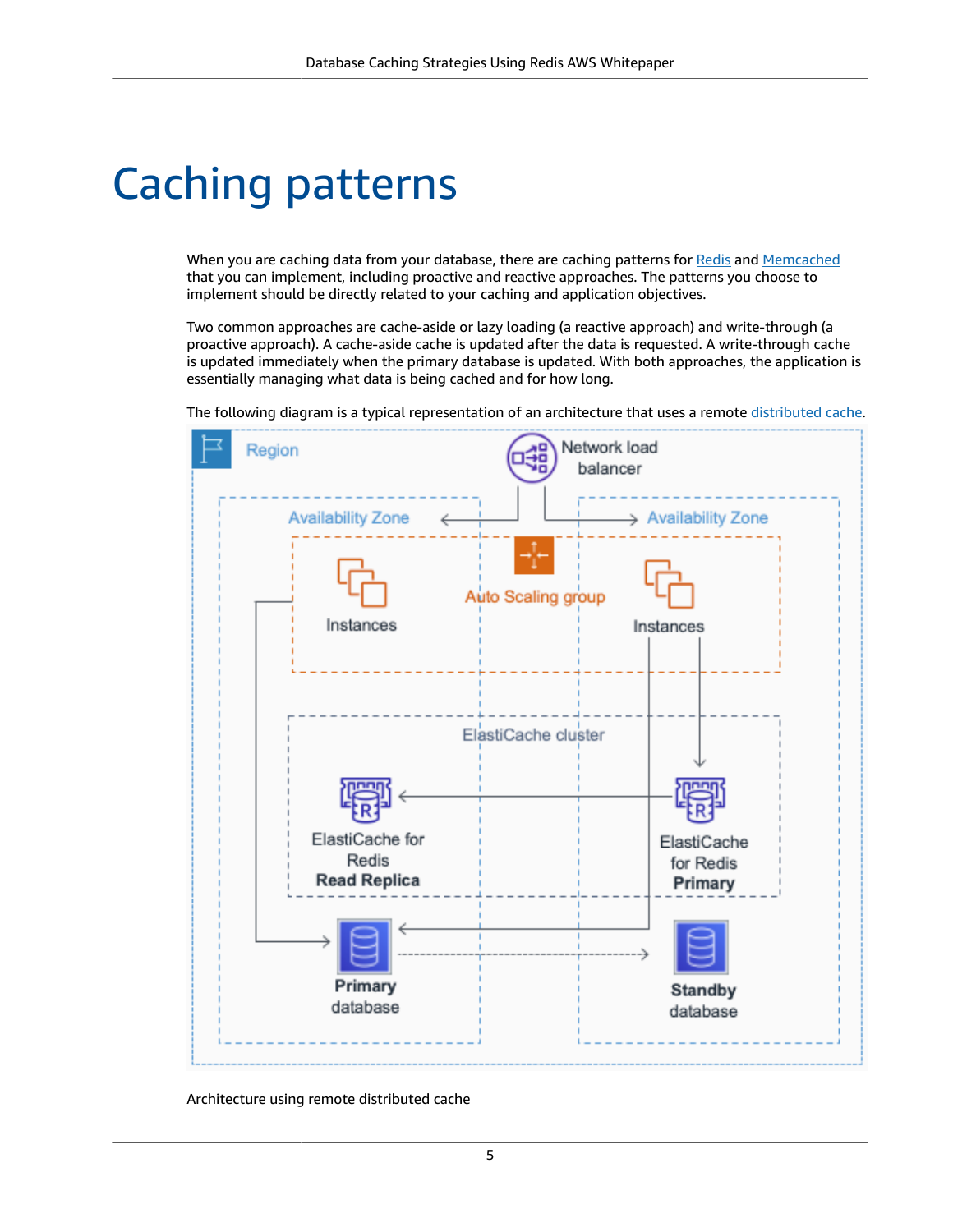# Caching patterns

When you are caching data from your database, there are caching patterns for Redis and Memcached that you can implement, including proactive and reactive approaches. The patterns you choose to implement should be directly related to your caching and application objectives.

Two common approaches are cache-aside or lazy loading (a reactive approach) and write-through (a proactive approach). A cache-aside cache is updated after the data is requested. A write-through cache is updated immediately when the primary database is updated. With both approaches, the application is essentially managing what data is being cached and for how long.

The following diagram is a typical representation of an architecture that uses a remote distributed cache.

Architecture using remote distributed cache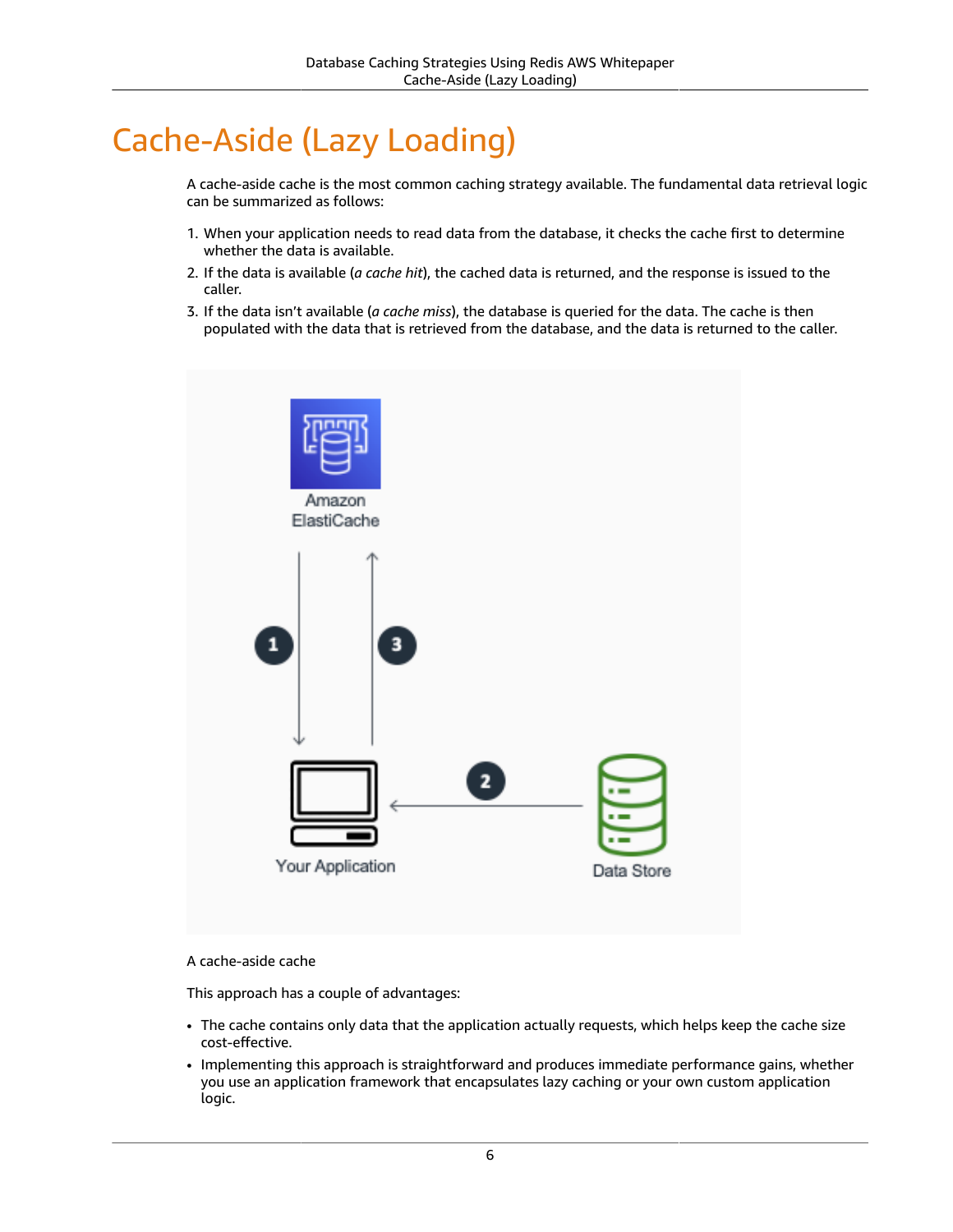# Cache-Aside (Lazy Loading)

A cache-aside cache is the most common caching strategy available. The fundamental data retrieval logic can be summarized as follows:

1. When your application needs to read data from the database, it checks the cache first to determine whether the data is available.
2. If the data is available (*a cache hit*), the cached data is returned, and the response is issued to the caller.
3. If the data isn't available (*a cache miss*), the database is queried for the data. The cache is then populated with the data that is retrieved from the database, and the data is returned to the caller.

A cache-aside cache

This approach has a couple of advantages:

- The cache contains only data that the application actually requests, which helps keep the cache size cost-effective.
- Implementing this approach is straightforward and produces immediate performance gains, whether you use an application framework that encapsulates lazy caching or your own custom application logic.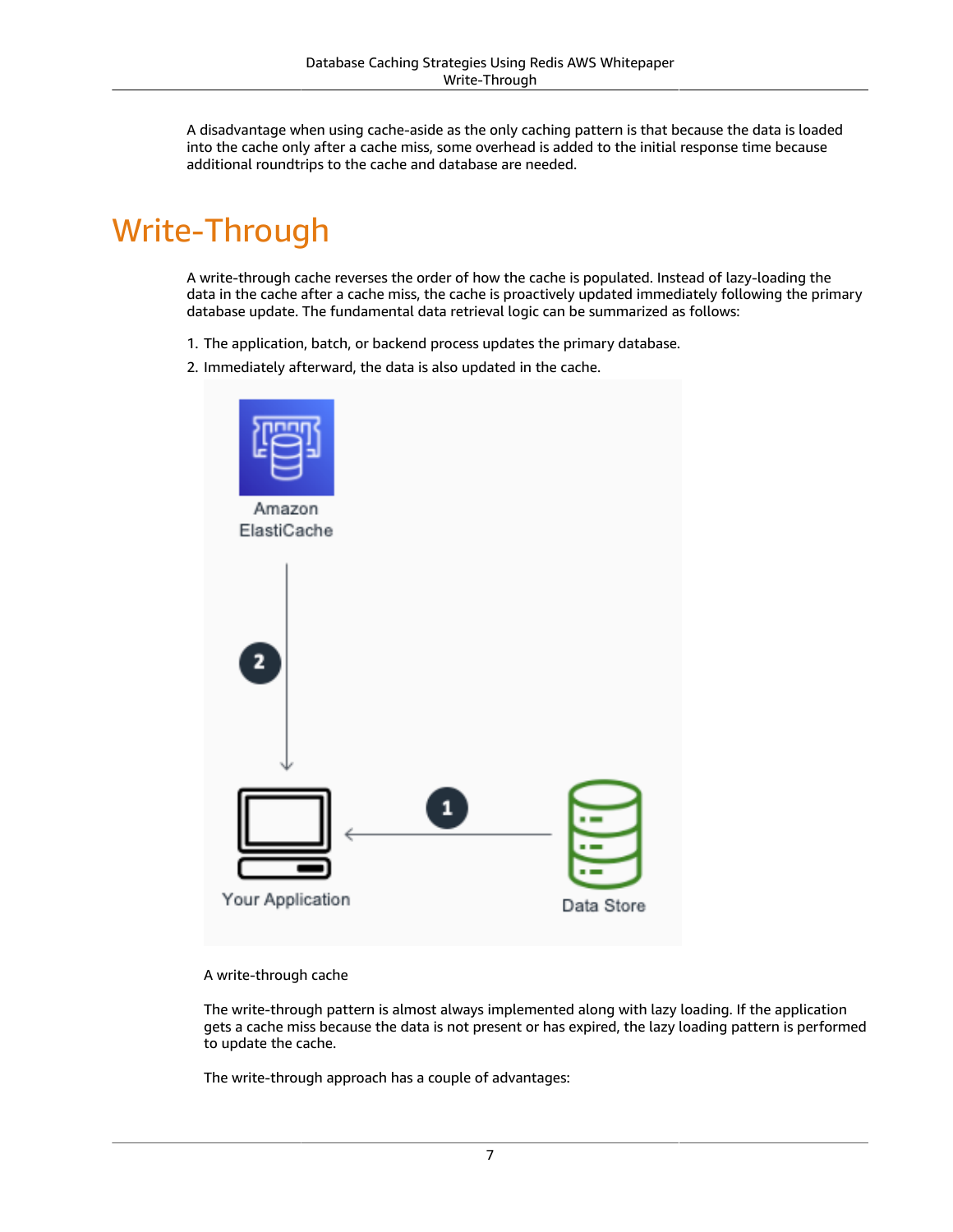A disadvantage when using cache-aside as the only caching pattern is that because the data is loaded into the cache only after a cache miss, some overhead is added to the initial response time because additional roundtrips to the cache and database are needed.

# Write-Through

A write-through cache reverses the order of how the cache is populated. Instead of lazy-loading the data in the cache after a cache miss, the cache is proactively updated immediately following the primary database update. The fundamental data retrieval logic can be summarized as follows:

1. The application, batch, or backend process updates the primary database.
2. Immediately afterward, the data is also updated in the cache.

A write-through cache

The write-through pattern is almost always implemented along with lazy loading. If the application gets a cache miss because the data is not present or has expired, the lazy loading pattern is performed to update the cache.

The write-through approach has a couple of advantages: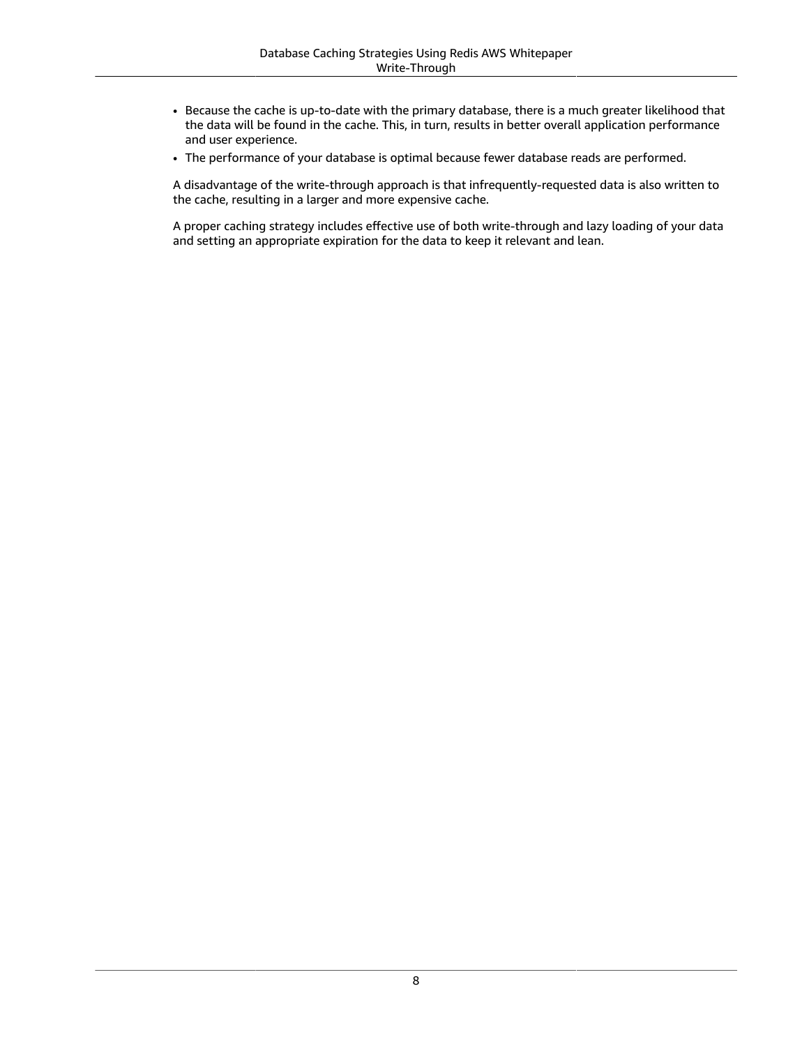- Because the cache is up-to-date with the primary database, there is a much greater likelihood that the data will be found in the cache. This, in turn, results in better overall application performance and user experience.
- The performance of your database is optimal because fewer database reads are performed.

A disadvantage of the write-through approach is that infrequently-requested data is also written to the cache, resulting in a larger and more expensive cache.

A proper caching strategy includes effective use of both write-through and lazy loading of your data and setting an appropriate expiration for the data to keep it relevant and lean.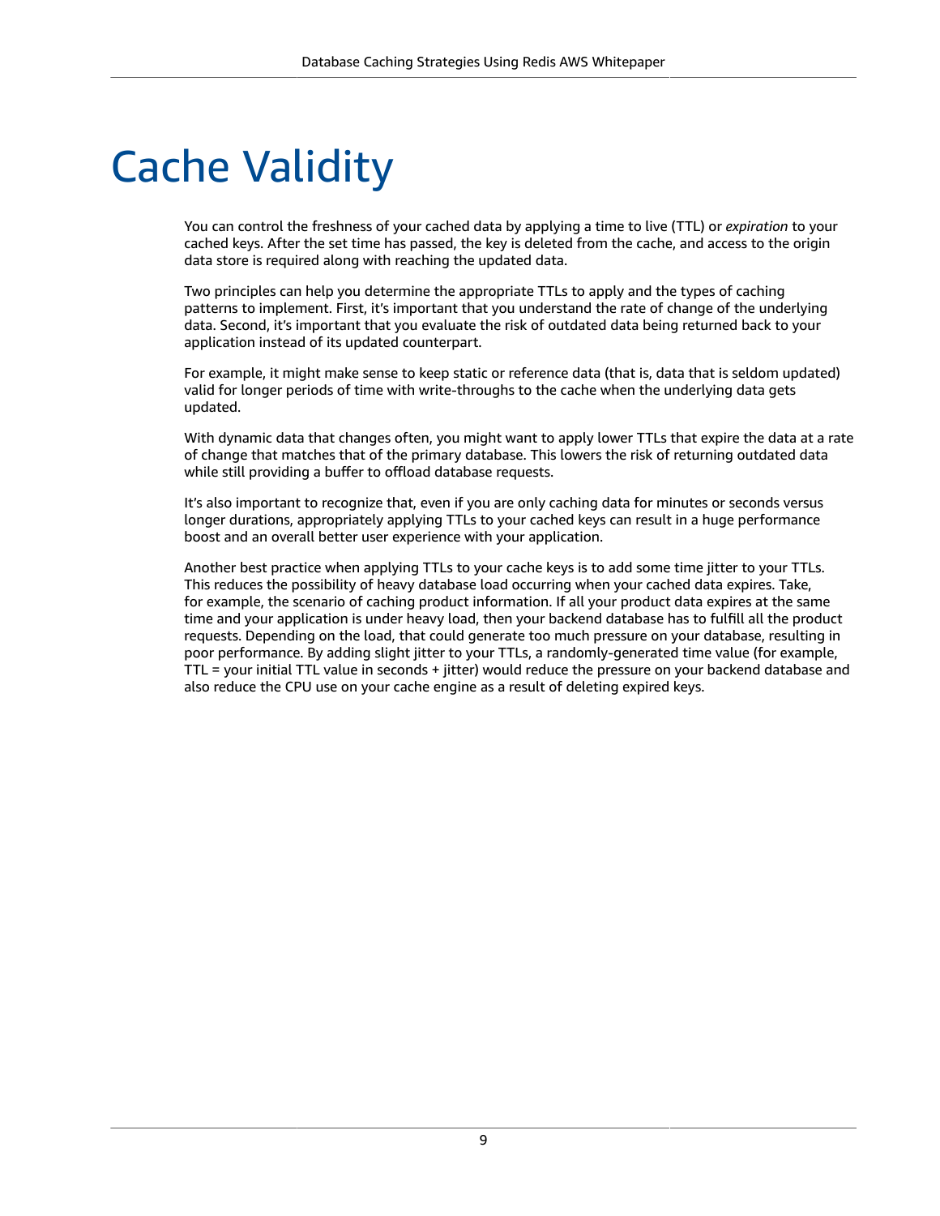# Cache Validity

You can control the freshness of your cached data by applying a time to live (TTL) or *expiration* to your cached keys. After the set time has passed, the key is deleted from the cache, and access to the origin data store is required along with reaching the updated data.

Two principles can help you determine the appropriate TTLs to apply and the types of caching patterns to implement. First, it's important that you understand the rate of change of the underlying data. Second, it's important that you evaluate the risk of outdated data being returned back to your application instead of its updated counterpart.

For example, it might make sense to keep static or reference data (that is, data that is seldom updated) valid for longer periods of time with write-throughs to the cache when the underlying data gets updated.

With dynamic data that changes often, you might want to apply lower TTLs that expire the data at a rate of change that matches that of the primary database. This lowers the risk of returning outdated data while still providing a buffer to offload database requests.

It's also important to recognize that, even if you are only caching data for minutes or seconds versus longer durations, appropriately applying TTLs to your cached keys can result in a huge performance boost and an overall better user experience with your application.

Another best practice when applying TTLs to your cache keys is to add some time jitter to your TTLs. This reduces the possibility of heavy database load occurring when your cached data expires. Take, for example, the scenario of caching product information. If all your product data expires at the same time and your application is under heavy load, then your backend database has to fulfill all the product requests. Depending on the load, that could generate too much pressure on your database, resulting in poor performance. By adding slight jitter to your TTLs, a randomly-generated time value (for example, TTL = your initial TTL value in seconds + jitter) would reduce the pressure on your backend database and also reduce the CPU use on your cache engine as a result of deleting expired keys.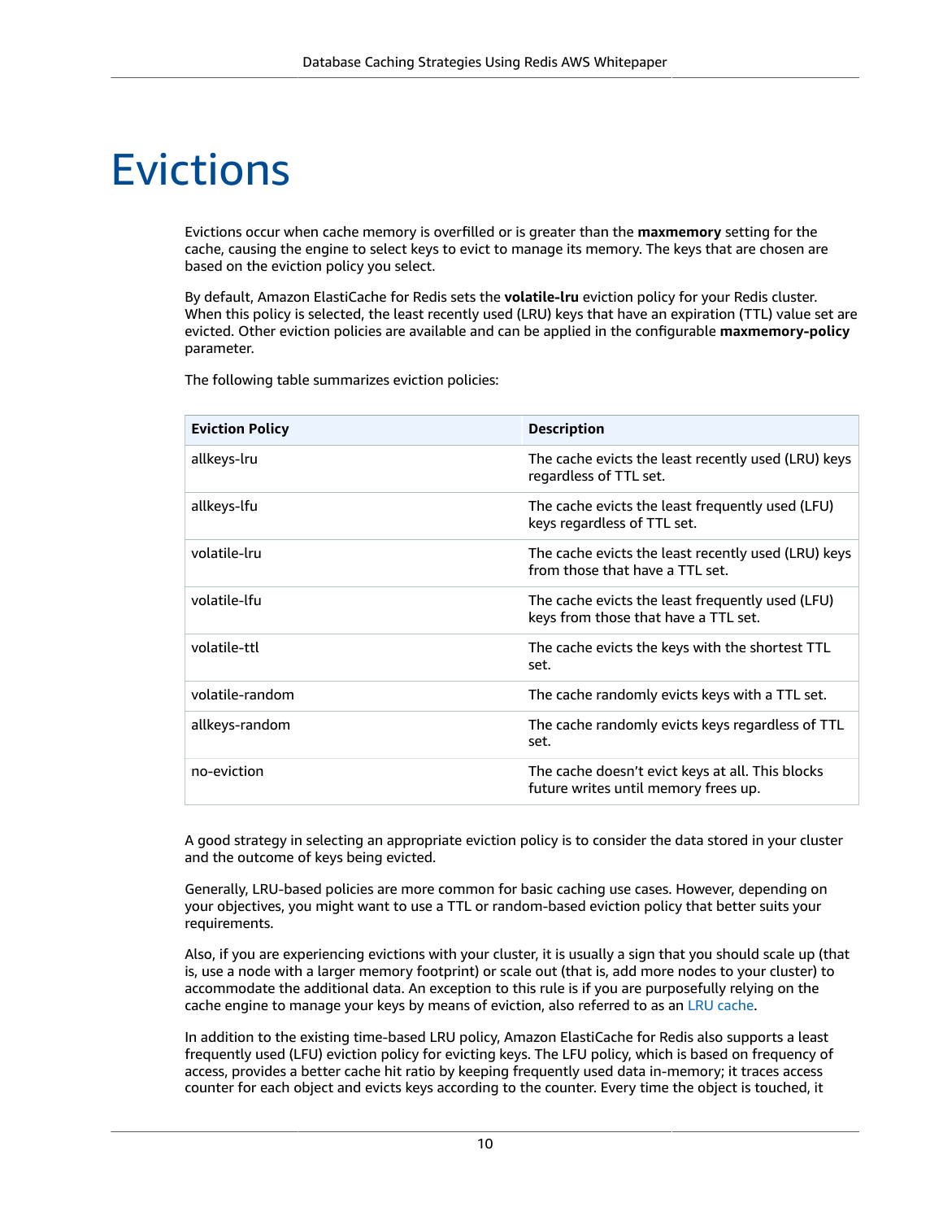# Evictions

Evictions occur when cache memory is overfilled or is greater than the **maxmemory** setting for the cache, causing the engine to select keys to evict to manage its memory. The keys that are chosen are based on the eviction policy you select.

By default, Amazon ElastiCache for Redis sets the **volatile-lru** eviction policy for your Redis cluster. When this policy is selected, the least recently used (LRU) keys that have an expiration (TTL) value set are evicted. Other eviction policies are available and can be applied in the configurable **maxmemory-policy** parameter.

The following table summarizes eviction policies:

| Eviction Policy | Description |
|---|---|
| allkeys-lru | The cache evicts the least recently used (LRU) keys regardless of TTL set. |
| allkeys-lfu | The cache evicts the least frequently used (LFU) keys regardless of TTL set. |
| volatile-lru | The cache evicts the least recently used (LRU) keys from those that have a TTL set. |
| volatile-lfu | The cache evicts the least frequently used (LFU) keys from those that have a TTL set. |
| volatile-ttl | The cache evicts the keys with the shortest TTL set. |
| volatile-random | The cache randomly evicts keys with a TTL set. |
| allkeys-random | The cache randomly evicts keys regardless of TTL set. |
| no-eviction | The cache doesn't evict keys at all. This blocks future writes until memory frees up. |

A good strategy in selecting an appropriate eviction policy is to consider the data stored in your cluster and the outcome of keys being evicted.

Generally, LRU-based policies are more common for basic caching use cases. However, depending on your objectives, you might want to use a TTL or random-based eviction policy that better suits your requirements.

Also, if you are experiencing evictions with your cluster, it is usually a sign that you should scale up (that is, use a node with a larger memory footprint) or scale out (that is, add more nodes to your cluster) to accommodate the additional data. An exception to this rule is if you are purposefully relying on the cache engine to manage your keys by means of eviction, also referred to as an LRU cache.

In addition to the existing time-based LRU policy, Amazon ElastiCache for Redis also supports a least frequently used (LFU) eviction policy for evicting keys. The LFU policy, which is based on frequency of access, provides a better cache hit ratio by keeping frequently used data in-memory; it traces access counter for each object and evicts keys according to the counter. Every time the object is touched, it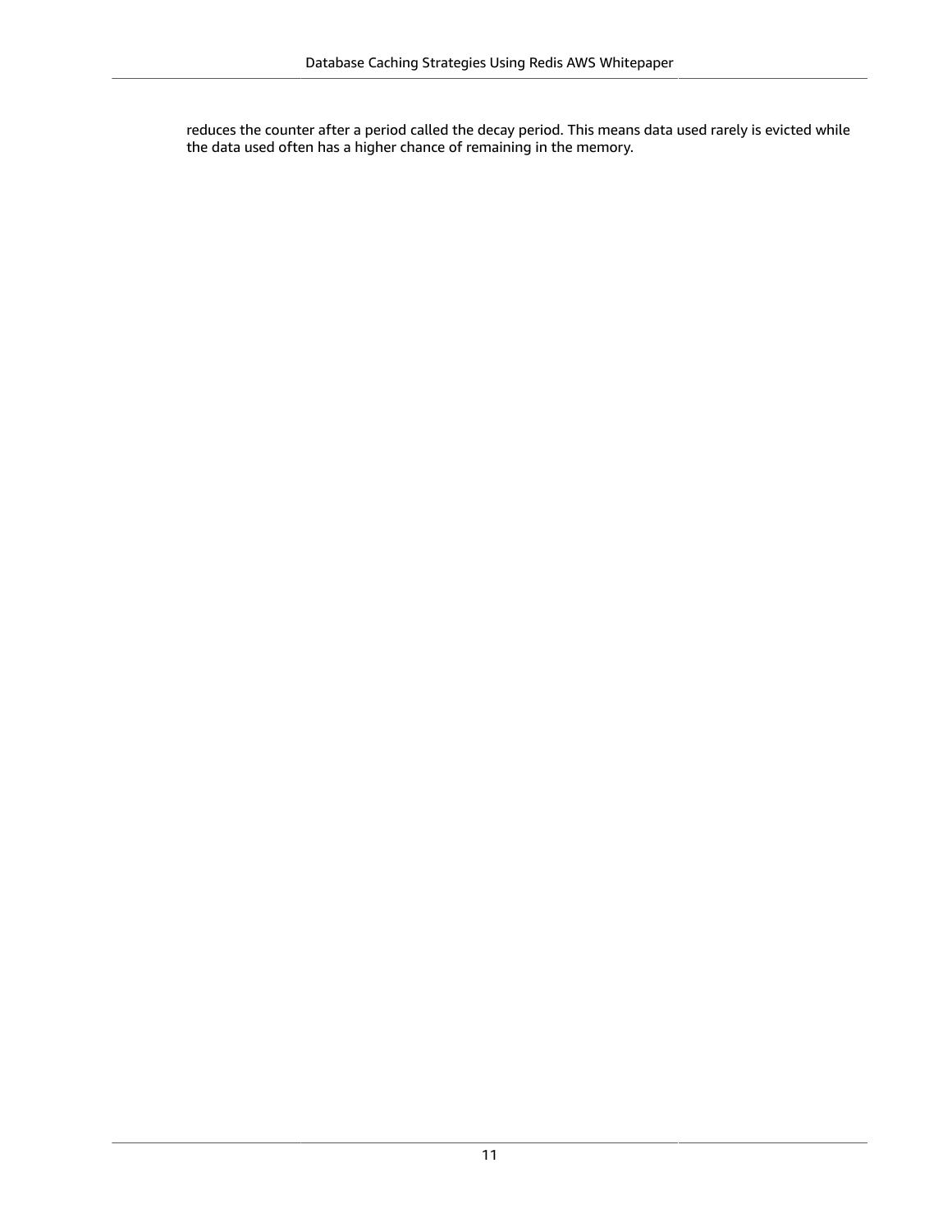reduces the counter after a period called the decay period. This means data used rarely is evicted while the data used often has a higher chance of remaining in the memory.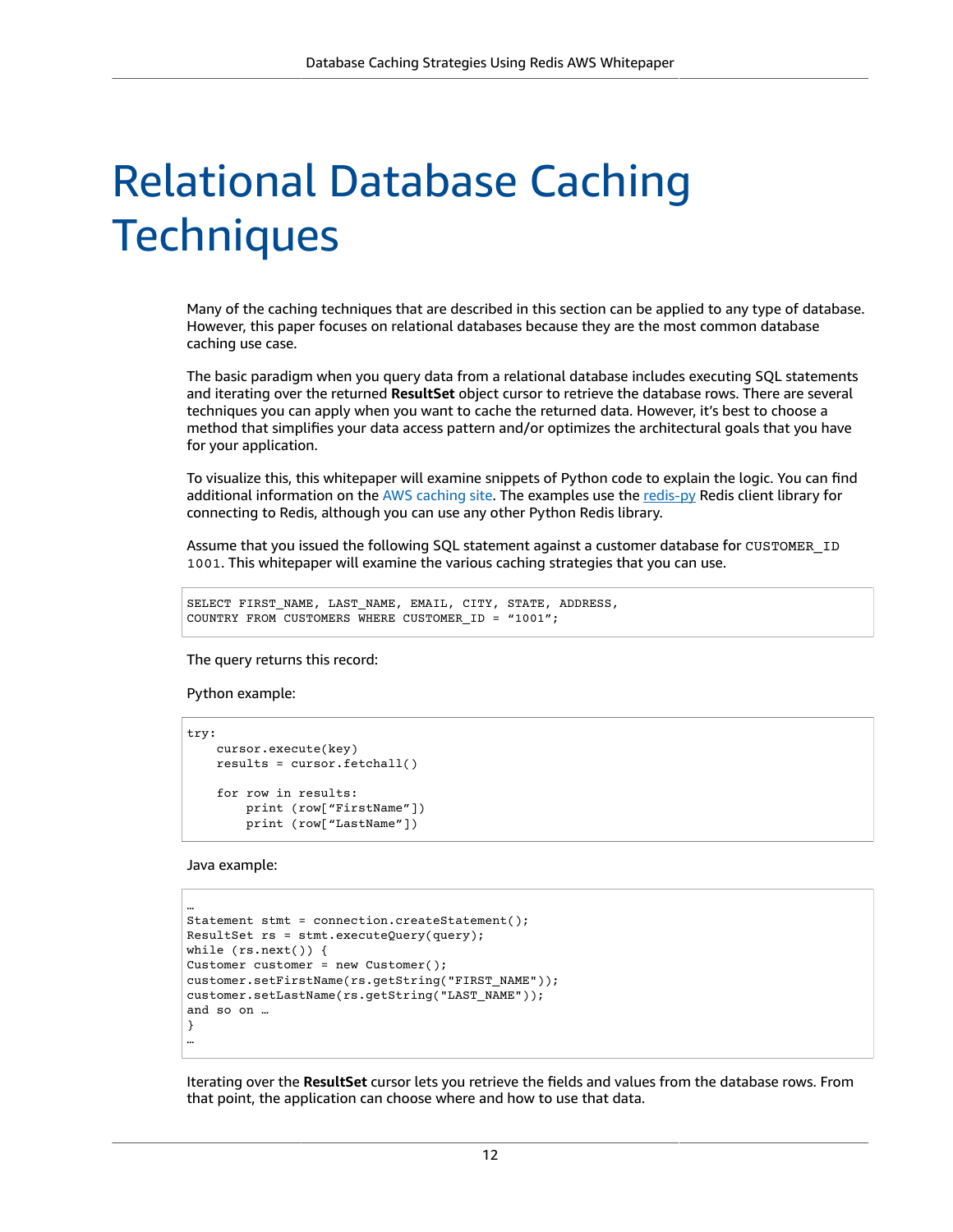# Relational Database Caching Techniques

Many of the caching techniques that are described in this section can be applied to any type of database. However, this paper focuses on relational databases because they are the most common database caching use case.

The basic paradigm when you query data from a relational database includes executing SQL statements and iterating over the returned **ResultSet** object cursor to retrieve the database rows. There are several techniques you can apply when you want to cache the returned data. However, it's best to choose a method that simplifies your data access pattern and/or optimizes the architectural goals that you have for your application.

To visualize this, this whitepaper will examine snippets of Python code to explain the logic. You can find additional information on the AWS caching site. The examples use the redis-py Redis client library for connecting to Redis, although you can use any other Python Redis library.

Assume that you issued the following SQL statement against a customer database for `CUSTOMER_ID 1001`. This whitepaper will examine the various caching strategies that you can use.

```
SELECT FIRST_NAME, LAST_NAME, EMAIL, CITY, STATE, ADDRESS,
COUNTRY FROM CUSTOMERS WHERE CUSTOMER_ID = "1001";
```

The query returns this record:

Python example:

```
try:
    cursor.execute(key)
    results = cursor.fetchall()

    for row in results:
        print (row["FirstName"])
        print (row["LastName"])
```

Java example:

```
…
Statement stmt = connection.createStatement();
ResultSet rs = stmt.executeQuery(query);
while (rs.next()) {
Customer customer = new Customer();
customer.setFirstName(rs.getString("FIRST_NAME"));
customer.setLastName(rs.getString("LAST_NAME"));
and so on …
}
…
```

Iterating over the **ResultSet** cursor lets you retrieve the fields and values from the database rows. From that point, the application can choose where and how to use that data.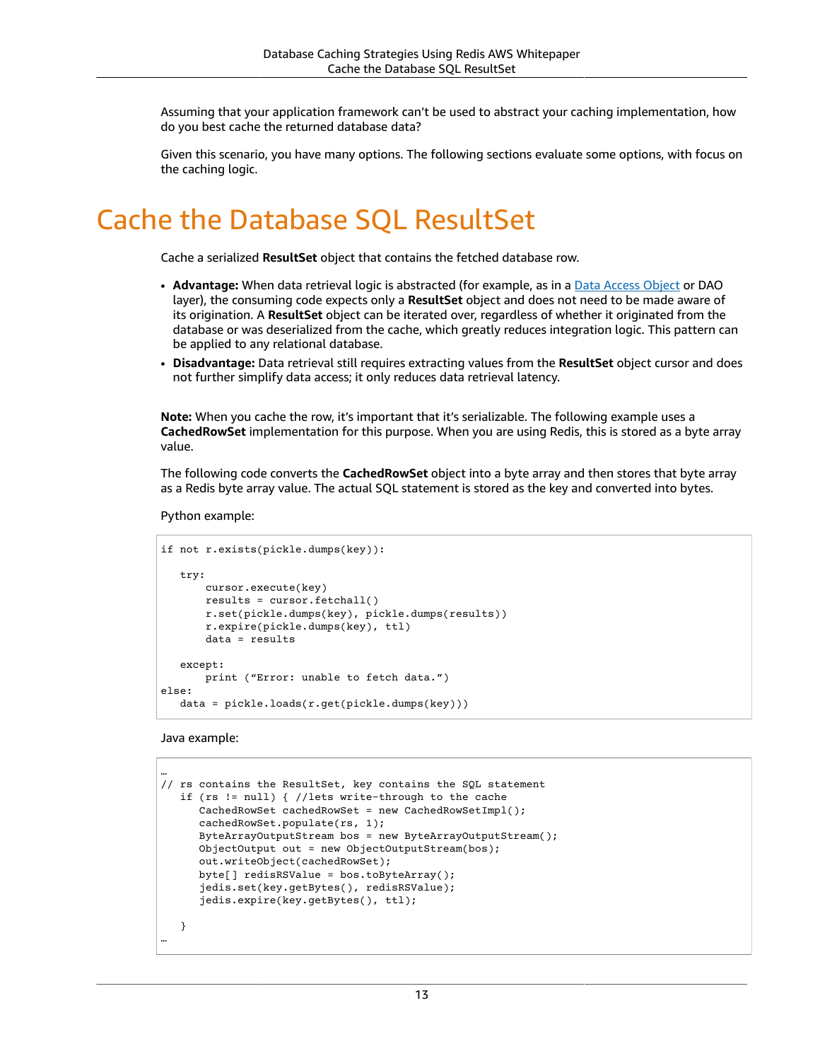Assuming that your application framework can't be used to abstract your caching implementation, how do you best cache the returned database data?

Given this scenario, you have many options. The following sections evaluate some options, with focus on the caching logic.

# Cache the Database SQL ResultSet

Cache a serialized **ResultSet** object that contains the fetched database row.

- **Advantage:** When data retrieval logic is abstracted (for example, as in a Data Access Object or DAO layer), the consuming code expects only a **ResultSet** object and does not need to be made aware of its origination. A **ResultSet** object can be iterated over, regardless of whether it originated from the database or was deserialized from the cache, which greatly reduces integration logic. This pattern can be applied to any relational database.
- **Disadvantage:** Data retrieval still requires extracting values from the **ResultSet** object cursor and does not further simplify data access; it only reduces data retrieval latency.

**Note:** When you cache the row, it's important that it's serializable. The following example uses a **CachedRowSet** implementation for this purpose. When you are using Redis, this is stored as a byte array value.

The following code converts the **CachedRowSet** object into a byte array and then stores that byte array as a Redis byte array value. The actual SQL statement is stored as the key and converted into bytes.

Python example:

```
if not r.exists(pickle.dumps(key)):

   try:
       cursor.execute(key)
       results = cursor.fetchall()
       r.set(pickle.dumps(key), pickle.dumps(results))
       r.expire(pickle.dumps(key), ttl)
       data = results

   except:
       print (“Error: unable to fetch data.”)
else:
   data = pickle.loads(r.get(pickle.dumps(key)))
```

Java example:

```
…
// rs contains the ResultSet, key contains the SQL statement
   if (rs != null) { //lets write-through to the cache
      CachedRowSet cachedRowSet = new CachedRowSetImpl();
      cachedRowSet.populate(rs, 1);
      ByteArrayOutputStream bos = new ByteArrayOutputStream();
      ObjectOutput out = new ObjectOutputStream(bos);
      out.writeObject(cachedRowSet);
      byte[] redisRSValue = bos.toByteArray();
      jedis.set(key.getBytes(), redisRSValue);
      jedis.expire(key.getBytes(), ttl);

   }
…
```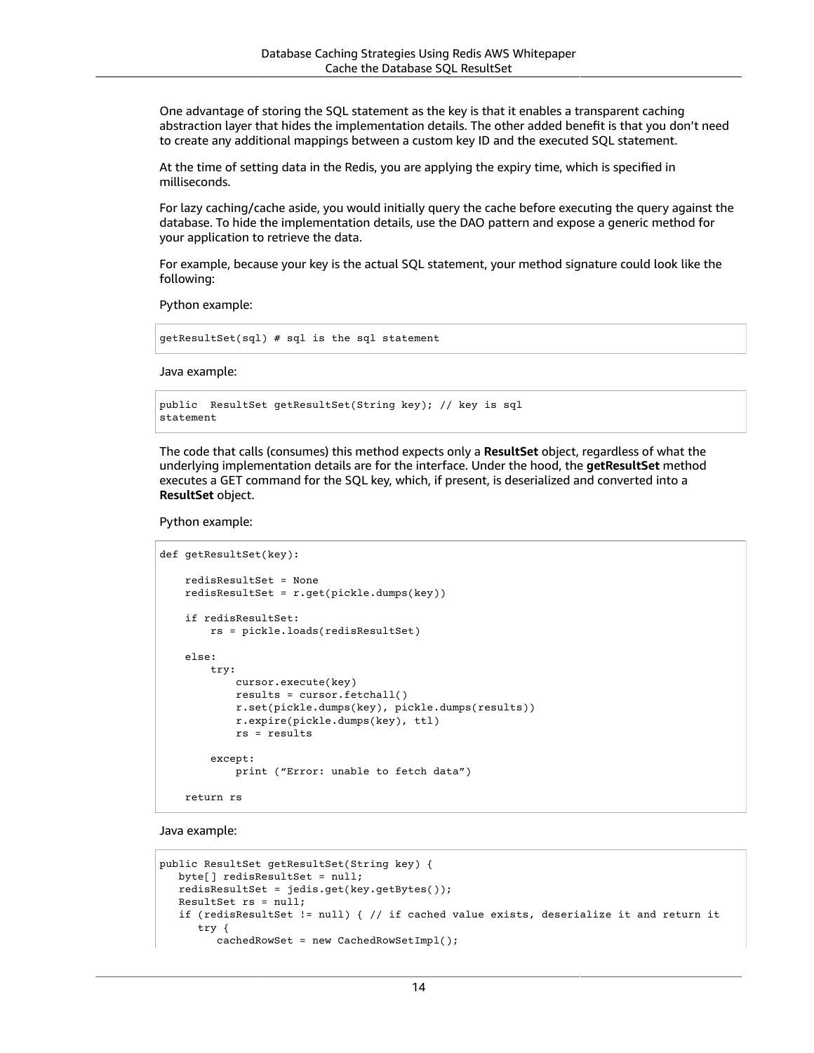One advantage of storing the SQL statement as the key is that it enables a transparent caching abstraction layer that hides the implementation details. The other added benefit is that you don't need to create any additional mappings between a custom key ID and the executed SQL statement.

At the time of setting data in the Redis, you are applying the expiry time, which is specified in milliseconds.

For lazy caching/cache aside, you would initially query the cache before executing the query against the database. To hide the implementation details, use the DAO pattern and expose a generic method for your application to retrieve the data.

For example, because your key is the actual SQL statement, your method signature could look like the following:

Python example:

```
getResultSet(sql) # sql is the sql statement
```

Java example:

```
public  ResultSet getResultSet(String key); // key is sql
statement
```

The code that calls (consumes) this method expects only a **ResultSet** object, regardless of what the underlying implementation details are for the interface. Under the hood, the **getResultSet** method executes a GET command for the SQL key, which, if present, is deserialized and converted into a **ResultSet** object.

Python example:

```
def getResultSet(key):

    redisResultSet = None
    redisResultSet = r.get(pickle.dumps(key))

    if redisResultSet:
        rs = pickle.loads(redisResultSet)

    else:
        try:
            cursor.execute(key)
            results = cursor.fetchall()
            r.set(pickle.dumps(key), pickle.dumps(results))
            r.expire(pickle.dumps(key), ttl)
            rs = results

        except:
            print ("Error: unable to fetch data")

    return rs
```

Java example:

```
public ResultSet getResultSet(String key) {
   byte[] redisResultSet = null;
   redisResultSet = jedis.get(key.getBytes());
   ResultSet rs = null;
   if (redisResultSet != null) { // if cached value exists, deserialize it and return it
      try {
         cachedRowSet = new CachedRowSetImpl();
```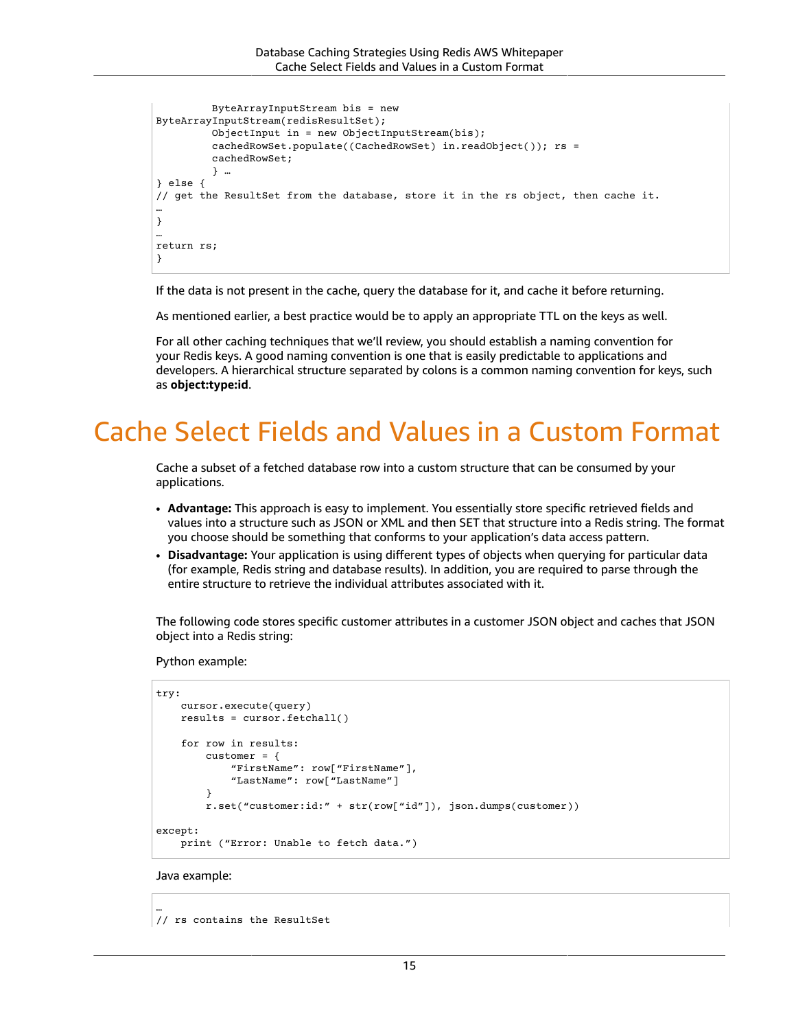```
        ByteArrayInputStream bis = new
ByteArrayInputStream(redisResultSet);
        ObjectInput in = new ObjectInputStream(bis);
        cachedRowSet.populate((CachedRowSet) in.readObject()); rs =
        cachedRowSet;
        } …
} else {
// get the ResultSet from the database, store it in the rs object, then cache it.
…
}
…
return rs;
}
```

If the data is not present in the cache, query the database for it, and cache it before returning.

As mentioned earlier, a best practice would be to apply an appropriate TTL on the keys as well.

For all other caching techniques that we'll review, you should establish a naming convention for your Redis keys. A good naming convention is one that is easily predictable to applications and developers. A hierarchical structure separated by colons is a common naming convention for keys, such as **object:type:id**.

# Cache Select Fields and Values in a Custom Format

Cache a subset of a fetched database row into a custom structure that can be consumed by your applications.

- **Advantage:** This approach is easy to implement. You essentially store specific retrieved fields and values into a structure such as JSON or XML and then SET that structure into a Redis string. The format you choose should be something that conforms to your application's data access pattern.
- **Disadvantage:** Your application is using different types of objects when querying for particular data (for example, Redis string and database results). In addition, you are required to parse through the entire structure to retrieve the individual attributes associated with it.

The following code stores specific customer attributes in a customer JSON object and caches that JSON object into a Redis string:

Python example:

```
try:
    cursor.execute(query)
    results = cursor.fetchall()

    for row in results:
        customer = {
            “FirstName”: row[“FirstName”],
            “LastName”: row[“LastName”]
        }
        r.set(“customer:id:” + str(row[“id”]), json.dumps(customer))

except:
    print (“Error: Unable to fetch data.”)
```

Java example:

```
…
// rs contains the ResultSet
```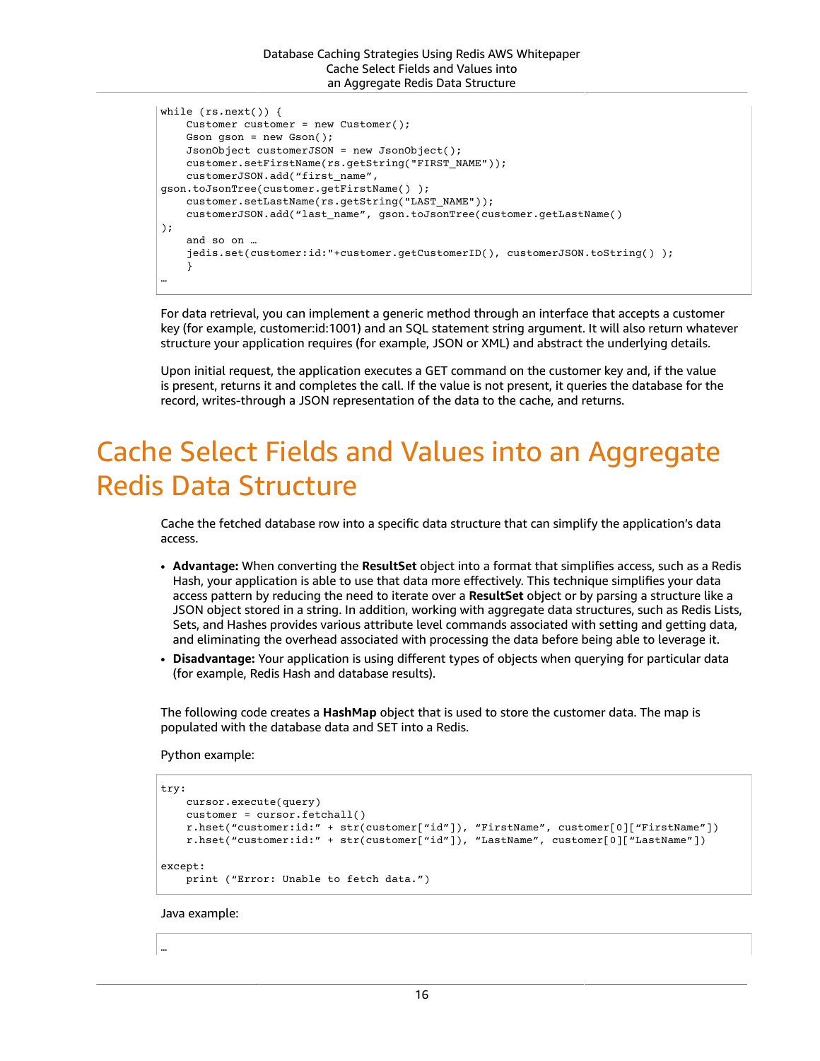```
while (rs.next()) {
    Customer customer = new Customer();
    Gson gson = new Gson();
    JsonObject customerJSON = new JsonObject();
    customer.setFirstName(rs.getString("FIRST_NAME"));
    customerJSON.add(“first_name”,
gson.toJsonTree(customer.getFirstName() );
    customer.setLastName(rs.getString("LAST_NAME"));
    customerJSON.add(“last_name”, gson.toJsonTree(customer.getLastName()
);
    and so on …
    jedis.set(customer:id:"+customer.getCustomerID(), customerJSON.toString() );
    }
…
```

For data retrieval, you can implement a generic method through an interface that accepts a customer key (for example, customer:id:1001) and an SQL statement string argument. It will also return whatever structure your application requires (for example, JSON or XML) and abstract the underlying details.

Upon initial request, the application executes a GET command on the customer key and, if the value is present, returns it and completes the call. If the value is not present, it queries the database for the record, writes-through a JSON representation of the data to the cache, and returns.

# Cache Select Fields and Values into an Aggregate Redis Data Structure

Cache the fetched database row into a specific data structure that can simplify the application's data access.

- **Advantage:** When converting the **ResultSet** object into a format that simplifies access, such as a Redis Hash, your application is able to use that data more effectively. This technique simplifies your data access pattern by reducing the need to iterate over a **ResultSet** object or by parsing a structure like a JSON object stored in a string. In addition, working with aggregate data structures, such as Redis Lists, Sets, and Hashes provides various attribute level commands associated with setting and getting data, and eliminating the overhead associated with processing the data before being able to leverage it.
- **Disadvantage:** Your application is using different types of objects when querying for particular data (for example, Redis Hash and database results).

The following code creates a **HashMap** object that is used to store the customer data. The map is populated with the database data and SET into a Redis.

Python example:

```
try:
    cursor.execute(query)
    customer = cursor.fetchall()
    r.hset(“customer:id:” + str(customer[“id”]), “FirstName”, customer[0][“FirstName”])
    r.hset(“customer:id:” + str(customer[“id”]), “LastName”, customer[0][“LastName”])

except:
    print (“Error: Unable to fetch data.”)
```

Java example:

```
…
```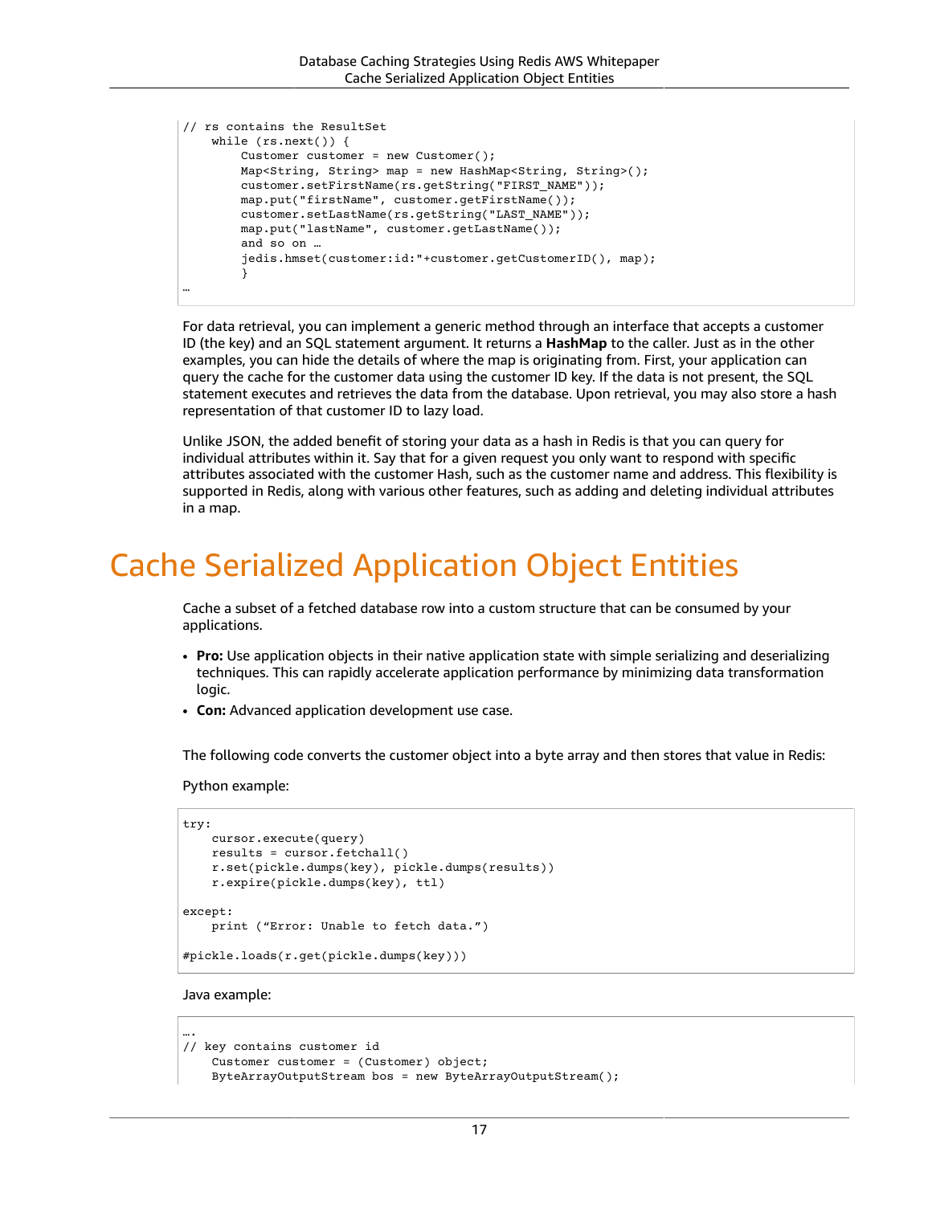```
// rs contains the ResultSet
    while (rs.next()) {
        Customer customer = new Customer();
        Map<String, String> map = new HashMap<String, String>();
        customer.setFirstName(rs.getString("FIRST_NAME"));
        map.put("firstName", customer.getFirstName());
        customer.setLastName(rs.getString("LAST_NAME"));
        map.put("lastName", customer.getLastName());
        and so on …
        jedis.hmset(customer:id:"+customer.getCustomerID(), map);
        }
…
```

For data retrieval, you can implement a generic method through an interface that accepts a customer ID (the key) and an SQL statement argument. It returns a **HashMap** to the caller. Just as in the other examples, you can hide the details of where the map is originating from. First, your application can query the cache for the customer data using the customer ID key. If the data is not present, the SQL statement executes and retrieves the data from the database. Upon retrieval, you may also store a hash representation of that customer ID to lazy load.

Unlike JSON, the added benefit of storing your data as a hash in Redis is that you can query for individual attributes within it. Say that for a given request you only want to respond with specific attributes associated with the customer Hash, such as the customer name and address. This flexibility is supported in Redis, along with various other features, such as adding and deleting individual attributes in a map.

# Cache Serialized Application Object Entities

Cache a subset of a fetched database row into a custom structure that can be consumed by your applications.

- **Pro:** Use application objects in their native application state with simple serializing and deserializing techniques. This can rapidly accelerate application performance by minimizing data transformation logic.
- **Con:** Advanced application development use case.

The following code converts the customer object into a byte array and then stores that value in Redis:

Python example:

```
try:
    cursor.execute(query)
    results = cursor.fetchall()
    r.set(pickle.dumps(key), pickle.dumps(results))
    r.expire(pickle.dumps(key), ttl)

except:
    print (“Error: Unable to fetch data.”)

#pickle.loads(r.get(pickle.dumps(key)))
```

Java example:

```
….
// key contains customer id
    Customer customer = (Customer) object;
    ByteArrayOutputStream bos = new ByteArrayOutputStream();
```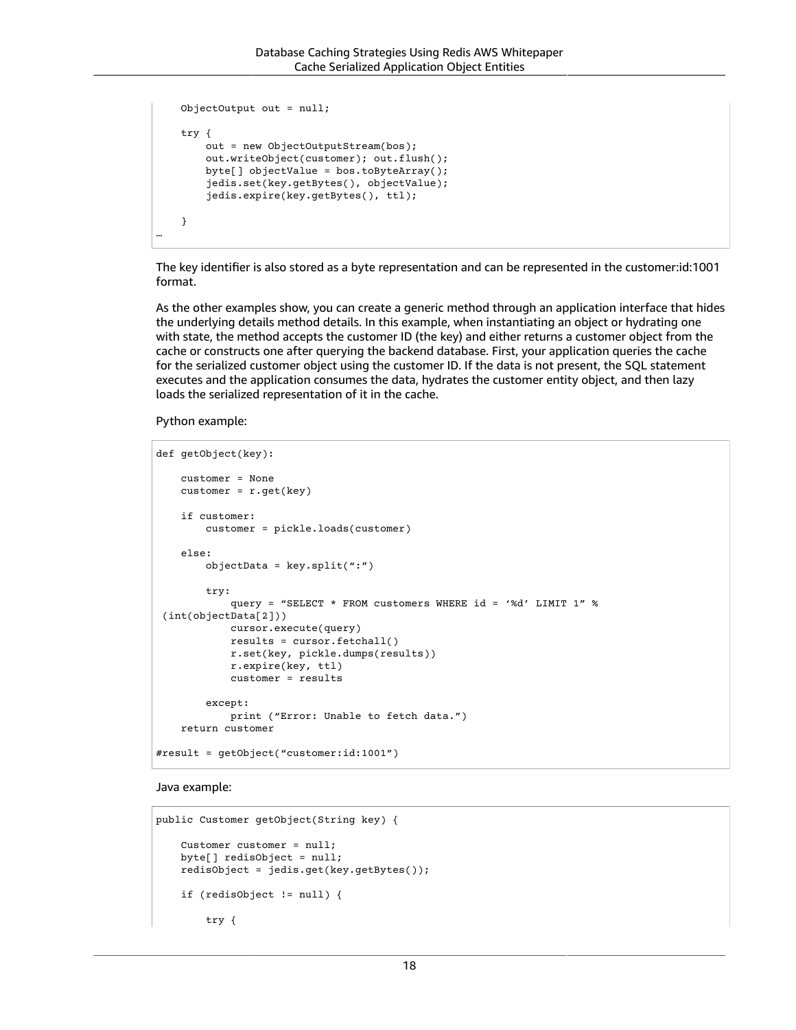```
    ObjectOutput out = null;

    try {
        out = new ObjectOutputStream(bos);
        out.writeObject(customer); out.flush();
        byte[] objectValue = bos.toByteArray();
        jedis.set(key.getBytes(), objectValue);
        jedis.expire(key.getBytes(), ttl);

    }
…
```

The key identifier is also stored as a byte representation and can be represented in the customer:id:1001 format.

As the other examples show, you can create a generic method through an application interface that hides the underlying details method details. In this example, when instantiating an object or hydrating one with state, the method accepts the customer ID (the key) and either returns a customer object from the cache or constructs one after querying the backend database. First, your application queries the cache for the serialized customer object using the customer ID. If the data is not present, the SQL statement executes and the application consumes the data, hydrates the customer entity object, and then lazy loads the serialized representation of it in the cache.

Python example:

```
def getObject(key):

    customer = None
    customer = r.get(key)

    if customer:
        customer = pickle.loads(customer)

    else:
        objectData = key.split(“:”)

        try:
            query = “SELECT * FROM customers WHERE id = ‘%d’ LIMIT 1” %
 (int(objectData[2]))
            cursor.execute(query)
            results = cursor.fetchall()
            r.set(key, pickle.dumps(results))
            r.expire(key, ttl)
            customer = results

        except:
            print (“Error: Unable to fetch data.”)
    return customer

#result = getObject(“customer:id:1001”)
```

Java example:

```
public Customer getObject(String key) {

    Customer customer = null;
    byte[] redisObject = null;
    redisObject = jedis.get(key.getBytes());

    if (redisObject != null) {

        try {
```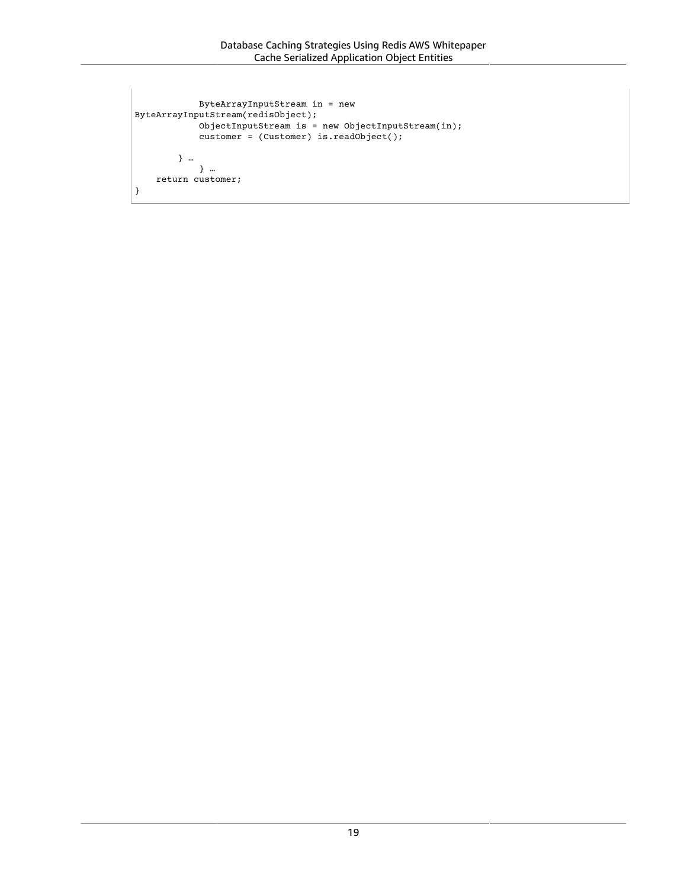```
            ByteArrayInputStream in = new
ByteArrayInputStream(redisObject);
            ObjectInputStream is = new ObjectInputStream(in);
            customer = (Customer) is.readObject();

        } …
            } …
    return customer;
}
```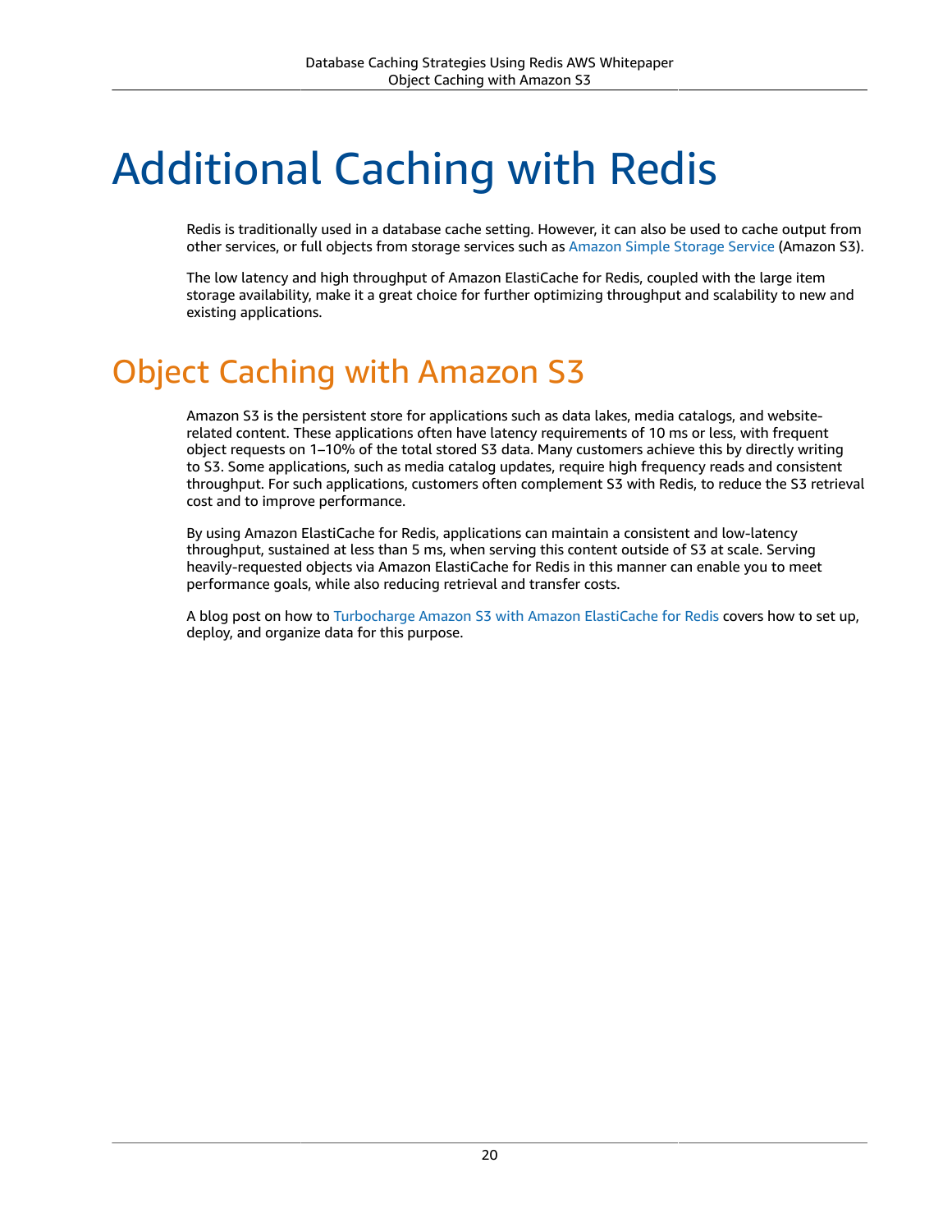# Additional Caching with Redis

Redis is traditionally used in a database cache setting. However, it can also be used to cache output from other services, or full objects from storage services such as Amazon Simple Storage Service (Amazon S3).

The low latency and high throughput of Amazon ElastiCache for Redis, coupled with the large item storage availability, make it a great choice for further optimizing throughput and scalability to new and existing applications.

## Object Caching with Amazon S3

Amazon S3 is the persistent store for applications such as data lakes, media catalogs, and website-related content. These applications often have latency requirements of 10 ms or less, with frequent object requests on 1–10% of the total stored S3 data. Many customers achieve this by directly writing to S3. Some applications, such as media catalog updates, require high frequency reads and consistent throughput. For such applications, customers often complement S3 with Redis, to reduce the S3 retrieval cost and to improve performance.

By using Amazon ElastiCache for Redis, applications can maintain a consistent and low-latency throughput, sustained at less than 5 ms, when serving this content outside of S3 at scale. Serving heavily-requested objects via Amazon ElastiCache for Redis in this manner can enable you to meet performance goals, while also reducing retrieval and transfer costs.

A blog post on how to Turbocharge Amazon S3 with Amazon ElastiCache for Redis covers how to set up, deploy, and organize data for this purpose.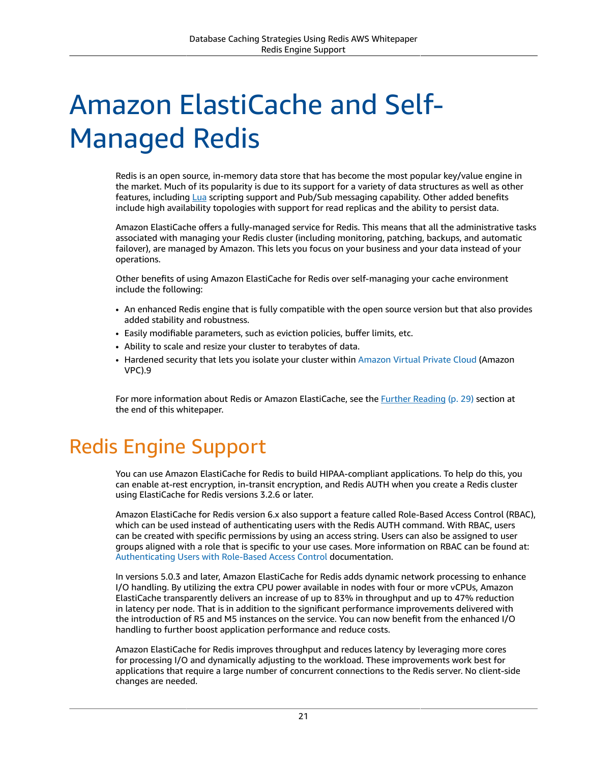# Amazon ElastiCache and Self-Managed Redis

Redis is an open source, in-memory data store that has become the most popular key/value engine in the market. Much of its popularity is due to its support for a variety of data structures as well as other features, including Lua scripting support and Pub/Sub messaging capability. Other added benefits include high availability topologies with support for read replicas and the ability to persist data.

Amazon ElastiCache offers a fully-managed service for Redis. This means that all the administrative tasks associated with managing your Redis cluster (including monitoring, patching, backups, and automatic failover), are managed by Amazon. This lets you focus on your business and your data instead of your operations.

Other benefits of using Amazon ElastiCache for Redis over self-managing your cache environment include the following:

- An enhanced Redis engine that is fully compatible with the open source version but that also provides added stability and robustness.
- Easily modifiable parameters, such as eviction policies, buffer limits, etc.
- Ability to scale and resize your cluster to terabytes of data.
- Hardened security that lets you isolate your cluster within Amazon Virtual Private Cloud (Amazon VPC).9

For more information about Redis or Amazon ElastiCache, see the Further Reading (p. 29) section at the end of this whitepaper.

## Redis Engine Support

You can use Amazon ElastiCache for Redis to build HIPAA-compliant applications. To help do this, you can enable at-rest encryption, in-transit encryption, and Redis AUTH when you create a Redis cluster using ElastiCache for Redis versions 3.2.6 or later.

Amazon ElastiCache for Redis version 6.x also support a feature called Role-Based Access Control (RBAC), which can be used instead of authenticating users with the Redis AUTH command. With RBAC, users can be created with specific permissions by using an access string. Users can also be assigned to user groups aligned with a role that is specific to your use cases. More information on RBAC can be found at: Authenticating Users with Role-Based Access Control documentation.

In versions 5.0.3 and later, Amazon ElastiCache for Redis adds dynamic network processing to enhance I/O handling. By utilizing the extra CPU power available in nodes with four or more vCPUs, Amazon ElastiCache transparently delivers an increase of up to 83% in throughput and up to 47% reduction in latency per node. That is in addition to the significant performance improvements delivered with the introduction of R5 and M5 instances on the service. You can now benefit from the enhanced I/O handling to further boost application performance and reduce costs.

Amazon ElastiCache for Redis improves throughput and reduces latency by leveraging more cores for processing I/O and dynamically adjusting to the workload. These improvements work best for applications that require a large number of concurrent connections to the Redis server. No client-side changes are needed.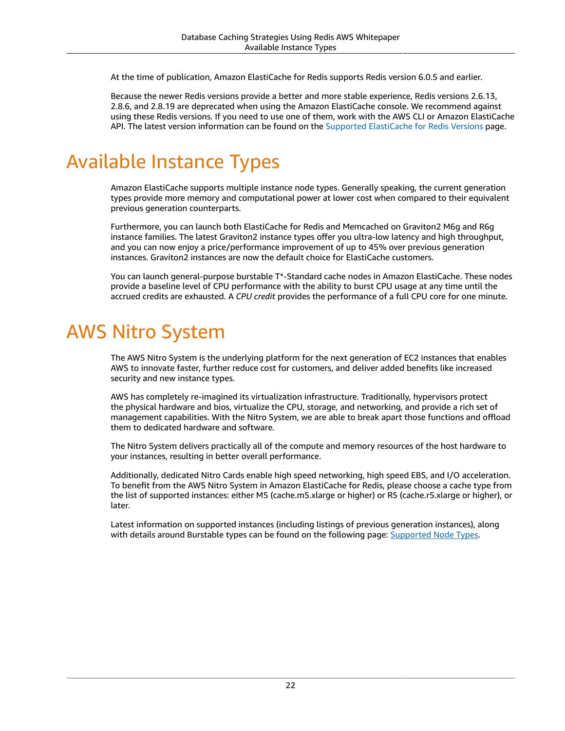At the time of publication, Amazon ElastiCache for Redis supports Redis version 6.0.5 and earlier.

Because the newer Redis versions provide a better and more stable experience, Redis versions 2.6.13, 2.8.6, and 2.8.19 are deprecated when using the Amazon ElastiCache console. We recommend against using these Redis versions. If you need to use one of them, work with the AWS CLI or Amazon ElastiCache API. The latest version information can be found on the Supported ElastiCache for Redis Versions page.

# Available Instance Types

Amazon ElastiCache supports multiple instance node types. Generally speaking, the current generation types provide more memory and computational power at lower cost when compared to their equivalent previous generation counterparts.

Furthermore, you can launch both ElastiCache for Redis and Memcached on Graviton2 M6g and R6g instance families. The latest Graviton2 instance types offer you ultra-low latency and high throughput, and you can now enjoy a price/performance improvement of up to 45% over previous generation instances. Graviton2 instances are now the default choice for ElastiCache customers.

You can launch general-purpose burstable T*-Standard cache nodes in Amazon ElastiCache. These nodes provide a baseline level of CPU performance with the ability to burst CPU usage at any time until the accrued credits are exhausted. A *CPU credit* provides the performance of a full CPU core for one minute.

# AWS Nitro System

The AWS Nitro System is the underlying platform for the next generation of EC2 instances that enables AWS to innovate faster, further reduce cost for customers, and deliver added benefits like increased security and new instance types.

AWS has completely re-imagined its virtualization infrastructure. Traditionally, hypervisors protect the physical hardware and bios, virtualize the CPU, storage, and networking, and provide a rich set of management capabilities. With the Nitro System, we are able to break apart those functions and offload them to dedicated hardware and software.

The Nitro System delivers practically all of the compute and memory resources of the host hardware to your instances, resulting in better overall performance.

Additionally, dedicated Nitro Cards enable high speed networking, high speed EBS, and I/O acceleration. To benefit from the AWS Nitro System in Amazon ElastiCache for Redis, please choose a cache type from the list of supported instances: either M5 (cache.m5.xlarge or higher) or R5 (cache.r5.xlarge or higher), or later.

Latest information on supported instances (including listings of previous generation instances), along with details around Burstable types can be found on the following page: Supported Node Types.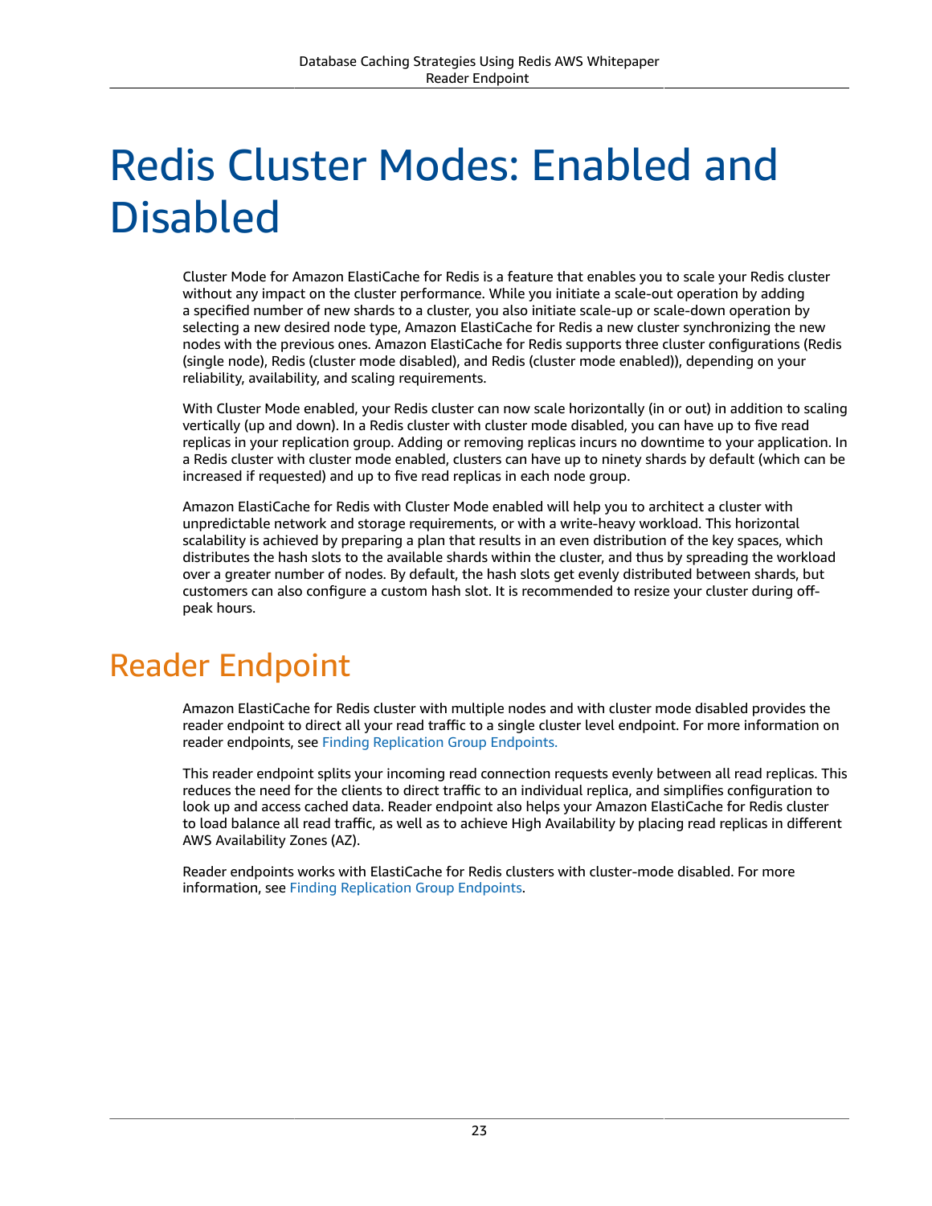# Redis Cluster Modes: Enabled and Disabled

Cluster Mode for Amazon ElastiCache for Redis is a feature that enables you to scale your Redis cluster without any impact on the cluster performance. While you initiate a scale-out operation by adding a specified number of new shards to a cluster, you also initiate scale-up or scale-down operation by selecting a new desired node type, Amazon ElastiCache for Redis a new cluster synchronizing the new nodes with the previous ones. Amazon ElastiCache for Redis supports three cluster configurations (Redis (single node), Redis (cluster mode disabled), and Redis (cluster mode enabled)), depending on your reliability, availability, and scaling requirements.

With Cluster Mode enabled, your Redis cluster can now scale horizontally (in or out) in addition to scaling vertically (up and down). In a Redis cluster with cluster mode disabled, you can have up to five read replicas in your replication group. Adding or removing replicas incurs no downtime to your application. In a Redis cluster with cluster mode enabled, clusters can have up to ninety shards by default (which can be increased if requested) and up to five read replicas in each node group.

Amazon ElastiCache for Redis with Cluster Mode enabled will help you to architect a cluster with unpredictable network and storage requirements, or with a write-heavy workload. This horizontal scalability is achieved by preparing a plan that results in an even distribution of the key spaces, which distributes the hash slots to the available shards within the cluster, and thus by spreading the workload over a greater number of nodes. By default, the hash slots get evenly distributed between shards, but customers can also configure a custom hash slot. It is recommended to resize your cluster during off-peak hours.

## Reader Endpoint

Amazon ElastiCache for Redis cluster with multiple nodes and with cluster mode disabled provides the reader endpoint to direct all your read traffic to a single cluster level endpoint. For more information on reader endpoints, see Finding Replication Group Endpoints.

This reader endpoint splits your incoming read connection requests evenly between all read replicas. This reduces the need for the clients to direct traffic to an individual replica, and simplifies configuration to look up and access cached data. Reader endpoint also helps your Amazon ElastiCache for Redis cluster to load balance all read traffic, as well as to achieve High Availability by placing read replicas in different AWS Availability Zones (AZ).

Reader endpoints works with ElastiCache for Redis clusters with cluster-mode disabled. For more information, see Finding Replication Group Endpoints.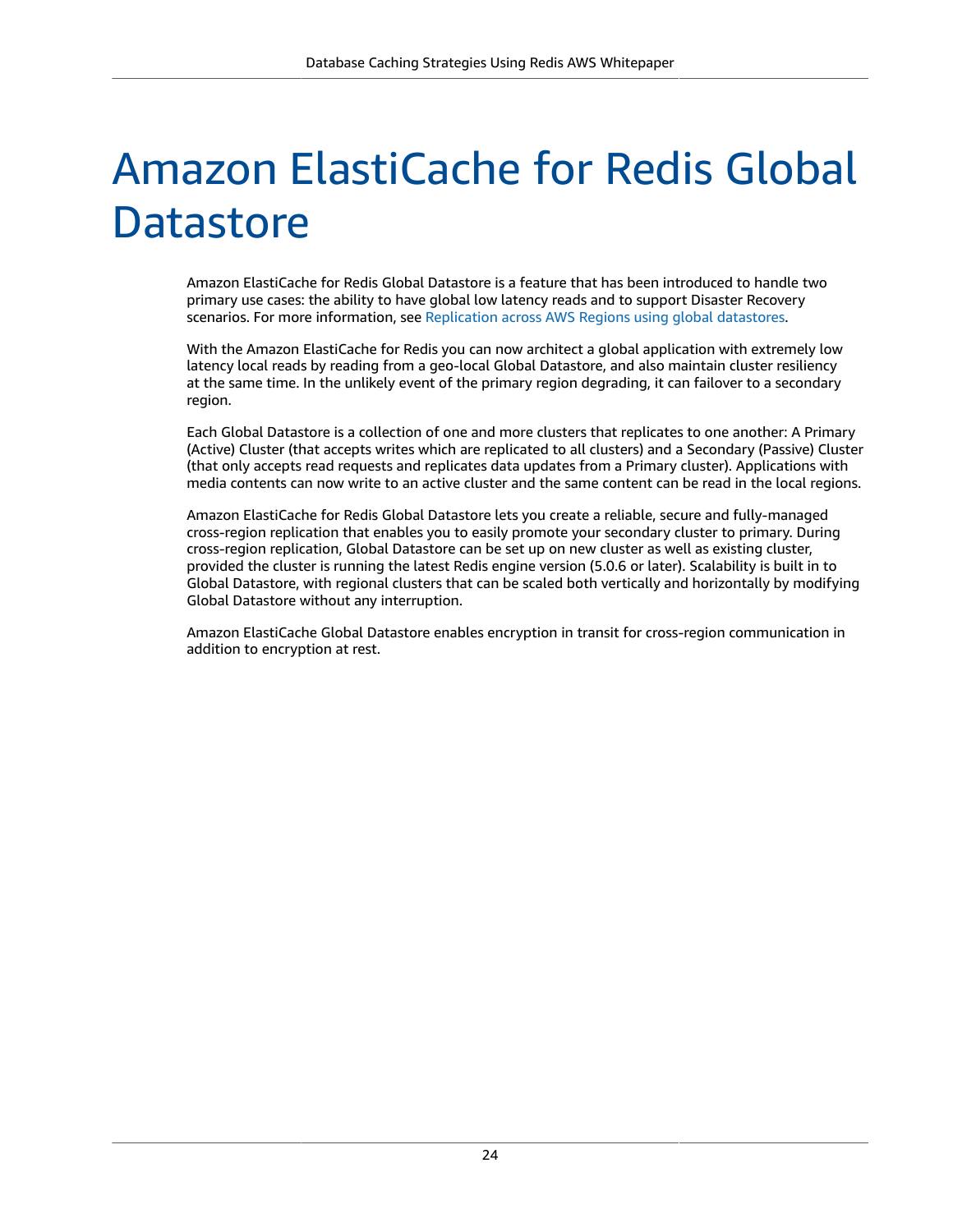# Amazon ElastiCache for Redis Global Datastore

Amazon ElastiCache for Redis Global Datastore is a feature that has been introduced to handle two primary use cases: the ability to have global low latency reads and to support Disaster Recovery scenarios. For more information, see Replication across AWS Regions using global datastores.

With the Amazon ElastiCache for Redis you can now architect a global application with extremely low latency local reads by reading from a geo-local Global Datastore, and also maintain cluster resiliency at the same time. In the unlikely event of the primary region degrading, it can failover to a secondary region.

Each Global Datastore is a collection of one and more clusters that replicates to one another: A Primary (Active) Cluster (that accepts writes which are replicated to all clusters) and a Secondary (Passive) Cluster (that only accepts read requests and replicates data updates from a Primary cluster). Applications with media contents can now write to an active cluster and the same content can be read in the local regions.

Amazon ElastiCache for Redis Global Datastore lets you create a reliable, secure and fully-managed cross-region replication that enables you to easily promote your secondary cluster to primary. During cross-region replication, Global Datastore can be set up on new cluster as well as existing cluster, provided the cluster is running the latest Redis engine version (5.0.6 or later). Scalability is built in to Global Datastore, with regional clusters that can be scaled both vertically and horizontally by modifying Global Datastore without any interruption.

Amazon ElastiCache Global Datastore enables encryption in transit for cross-region communication in addition to encryption at rest.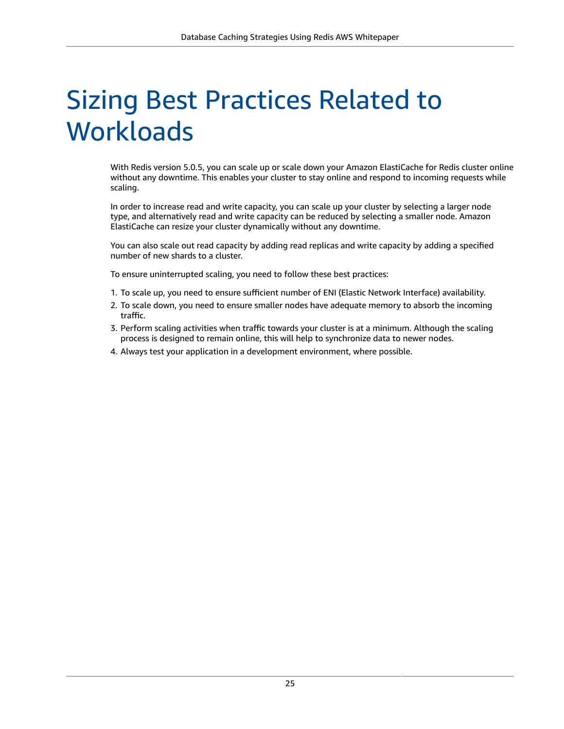# Sizing Best Practices Related to Workloads

With Redis version 5.0.5, you can scale up or scale down your Amazon ElastiCache for Redis cluster online without any downtime. This enables your cluster to stay online and respond to incoming requests while scaling.

In order to increase read and write capacity, you can scale up your cluster by selecting a larger node type, and alternatively read and write capacity can be reduced by selecting a smaller node. Amazon ElastiCache can resize your cluster dynamically without any downtime.

You can also scale out read capacity by adding read replicas and write capacity by adding a specified number of new shards to a cluster.

To ensure uninterrupted scaling, you need to follow these best practices:

1. To scale up, you need to ensure sufficient number of ENI (Elastic Network Interface) availability.
2. To scale down, you need to ensure smaller nodes have adequate memory to absorb the incoming traffic.
3. Perform scaling activities when traffic towards your cluster is at a minimum. Although the scaling process is designed to remain online, this will help to synchronize data to newer nodes.
4. Always test your application in a development environment, where possible.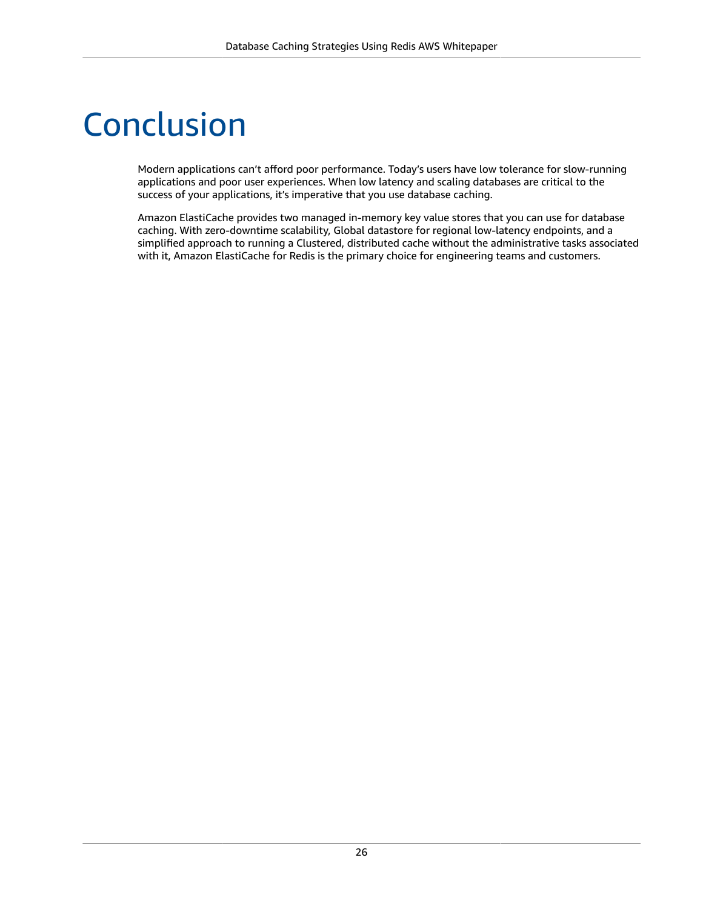# Conclusion

Modern applications can't afford poor performance. Today's users have low tolerance for slow-running applications and poor user experiences. When low latency and scaling databases are critical to the success of your applications, it's imperative that you use database caching.

Amazon ElastiCache provides two managed in-memory key value stores that you can use for database caching. With zero-downtime scalability, Global datastore for regional low-latency endpoints, and a simplified approach to running a Clustered, distributed cache without the administrative tasks associated with it, Amazon ElastiCache for Redis is the primary choice for engineering teams and customers.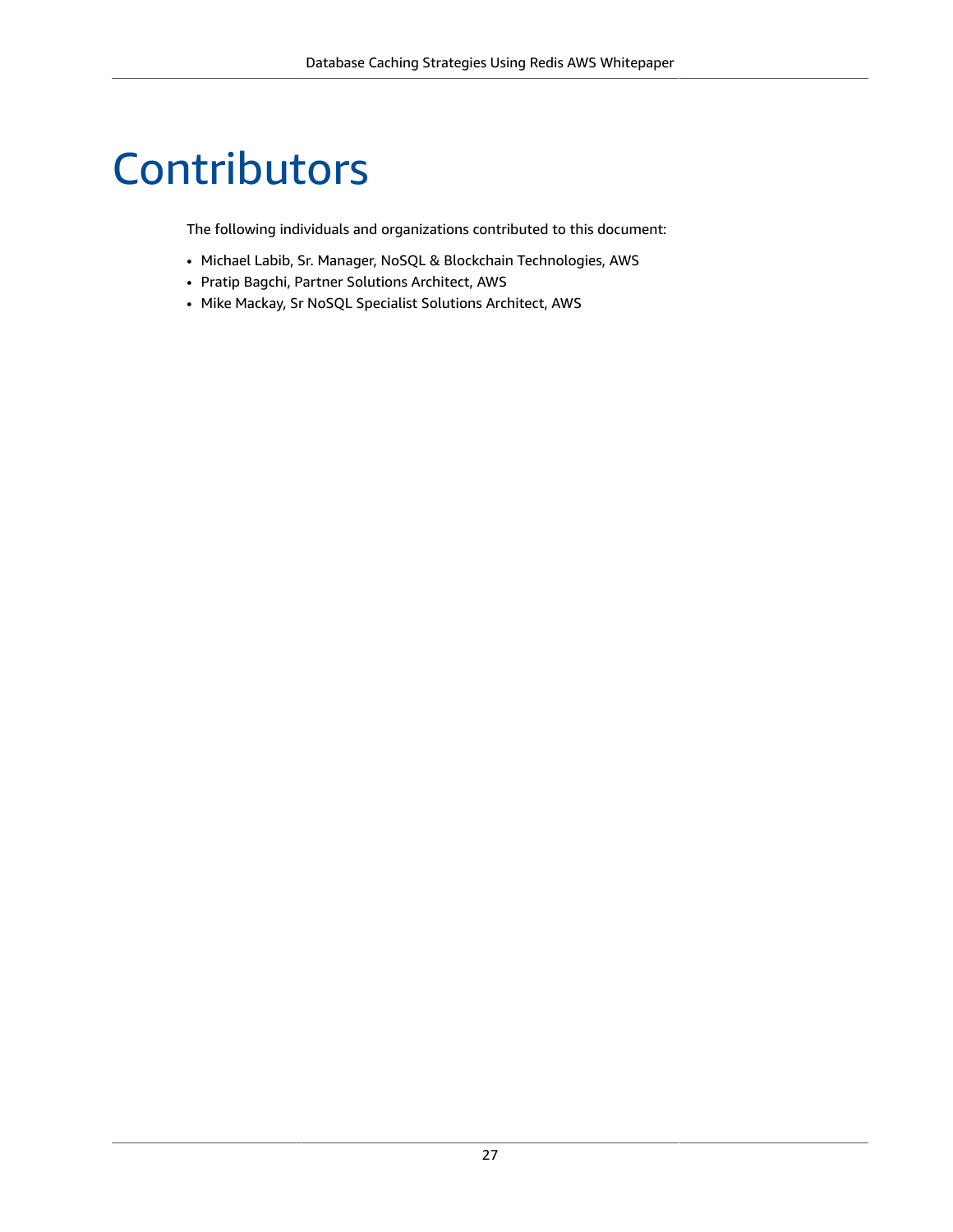# Contributors

The following individuals and organizations contributed to this document:

- Michael Labib, Sr. Manager, NoSQL & Blockchain Technologies, AWS
- Pratip Bagchi, Partner Solutions Architect, AWS
- Mike Mackay, Sr NoSQL Specialist Solutions Architect, AWS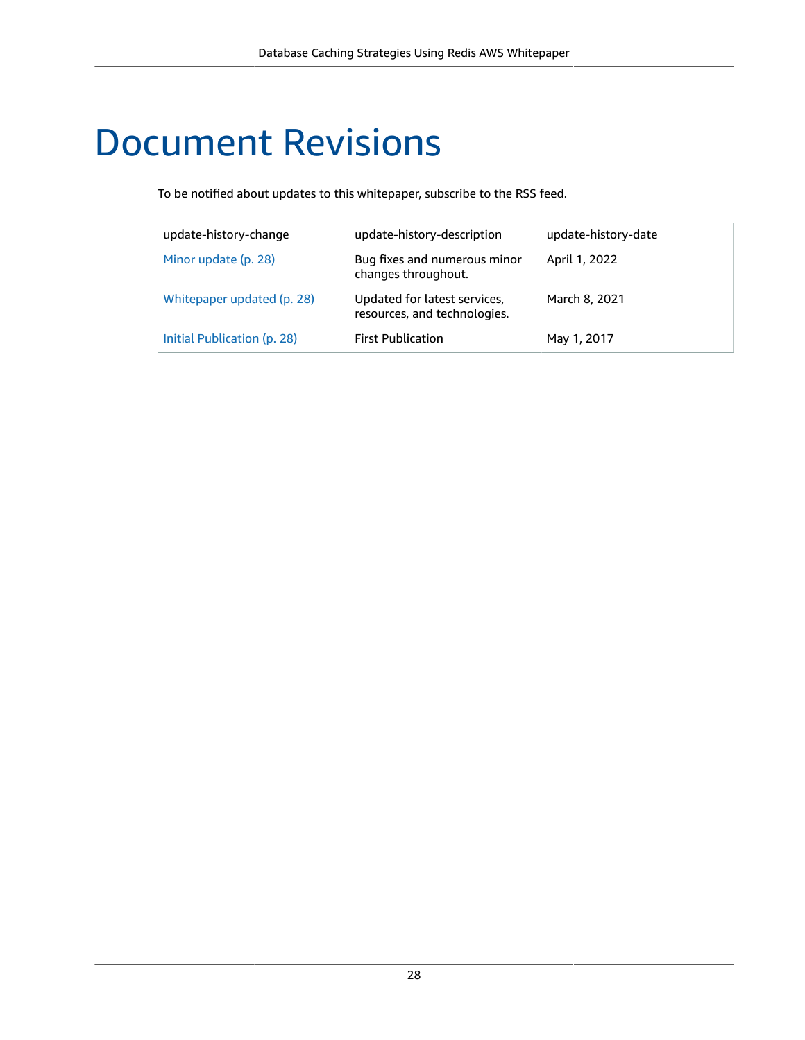# Document Revisions

To be notified about updates to this whitepaper, subscribe to the RSS feed.

| update-history-change | update-history-description | update-history-date |
| --- | --- | --- |
| Minor update (p. 28) | Bug fixes and numerous minor changes throughout. | April 1, 2022 |
| Whitepaper updated (p. 28) | Updated for latest services, resources, and technologies. | March 8, 2021 |
| Initial Publication (p. 28) | First Publication | May 1, 2017 |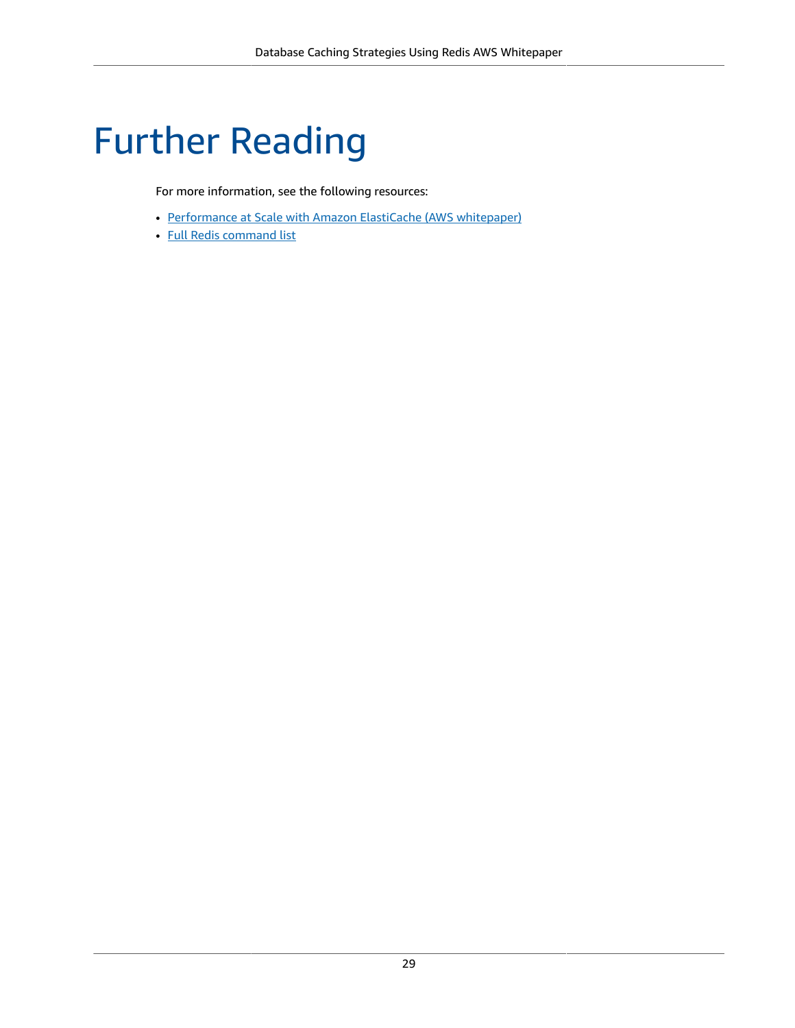# Further Reading

For more information, see the following resources:

- Performance at Scale with Amazon ElastiCache (AWS whitepaper)
- Full Redis command list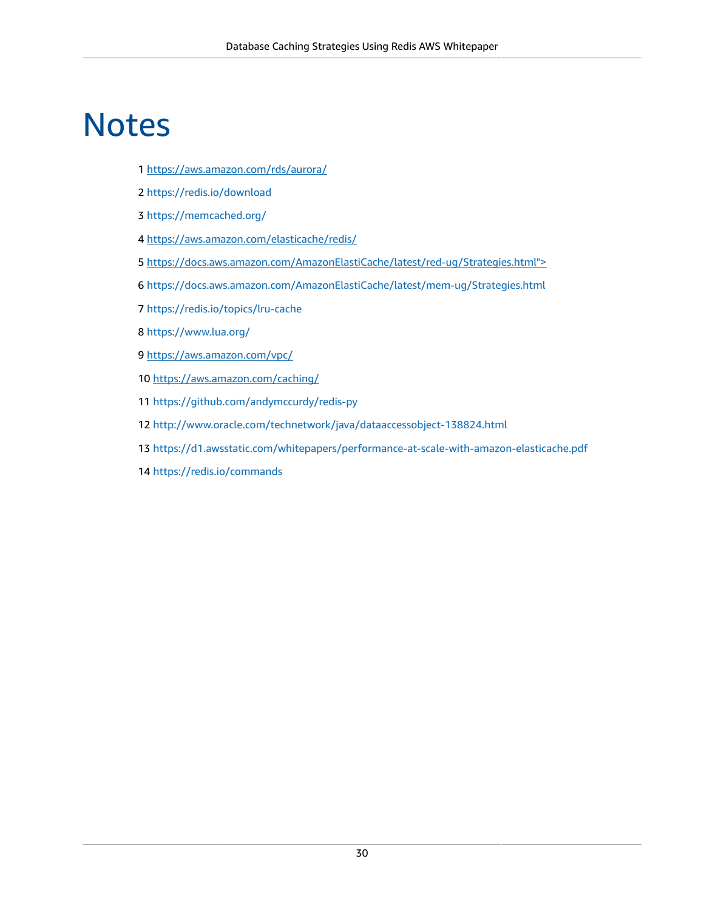# Notes

1 https://aws.amazon.com/rds/aurora/

2 https://redis.io/download

3 https://memcached.org/

4 https://aws.amazon.com/elasticache/redis/

5 https://docs.aws.amazon.com/AmazonElastiCache/latest/red-ug/Strategies.html">

6 https://docs.aws.amazon.com/AmazonElastiCache/latest/mem-ug/Strategies.html

7 https://redis.io/topics/lru-cache

8 https://www.lua.org/

9 https://aws.amazon.com/vpc/

10 https://aws.amazon.com/caching/

11 https://github.com/andymccurdy/redis-py

12 http://www.oracle.com/technetwork/java/dataaccessobject-138824.html

13 https://d1.awsstatic.com/whitepapers/performance-at-scale-with-amazon-elasticache.pdf

14 https://redis.io/commands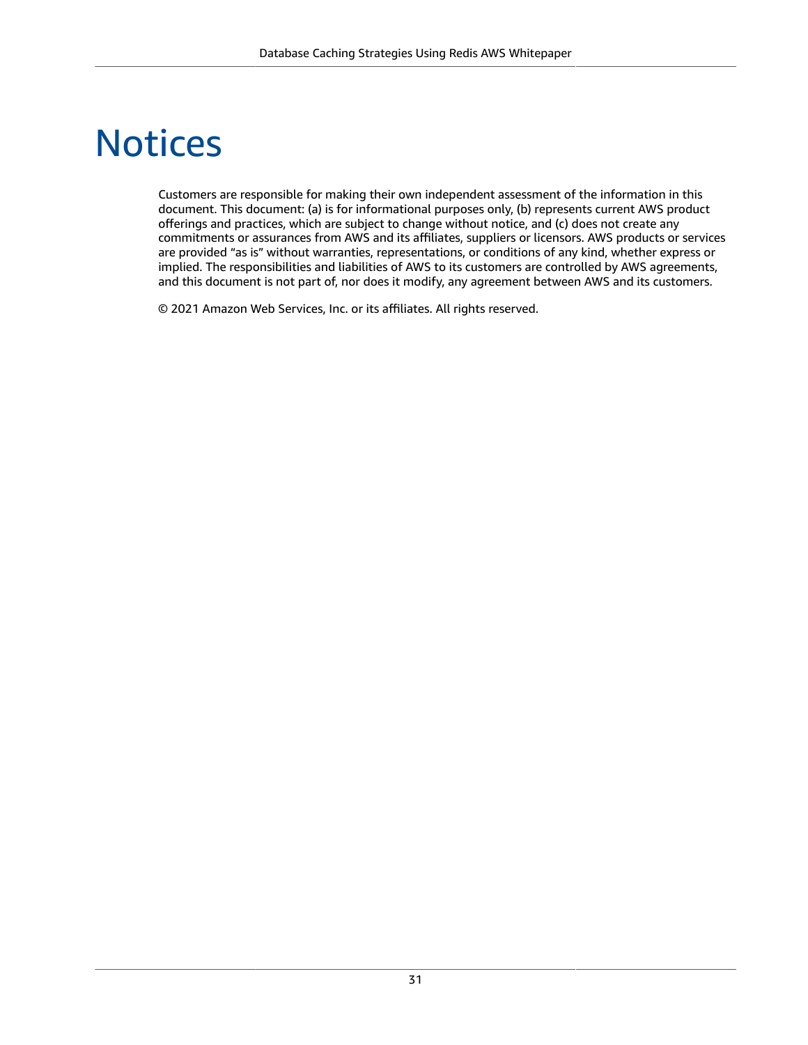# Notices

Customers are responsible for making their own independent assessment of the information in this document. This document: (a) is for informational purposes only, (b) represents current AWS product offerings and practices, which are subject to change without notice, and (c) does not create any commitments or assurances from AWS and its affiliates, suppliers or licensors. AWS products or services are provided "as is" without warranties, representations, or conditions of any kind, whether express or implied. The responsibilities and liabilities of AWS to its customers are controlled by AWS agreements, and this document is not part of, nor does it modify, any agreement between AWS and its customers.

© 2021 Amazon Web Services, Inc. or its affiliates. All rights reserved.